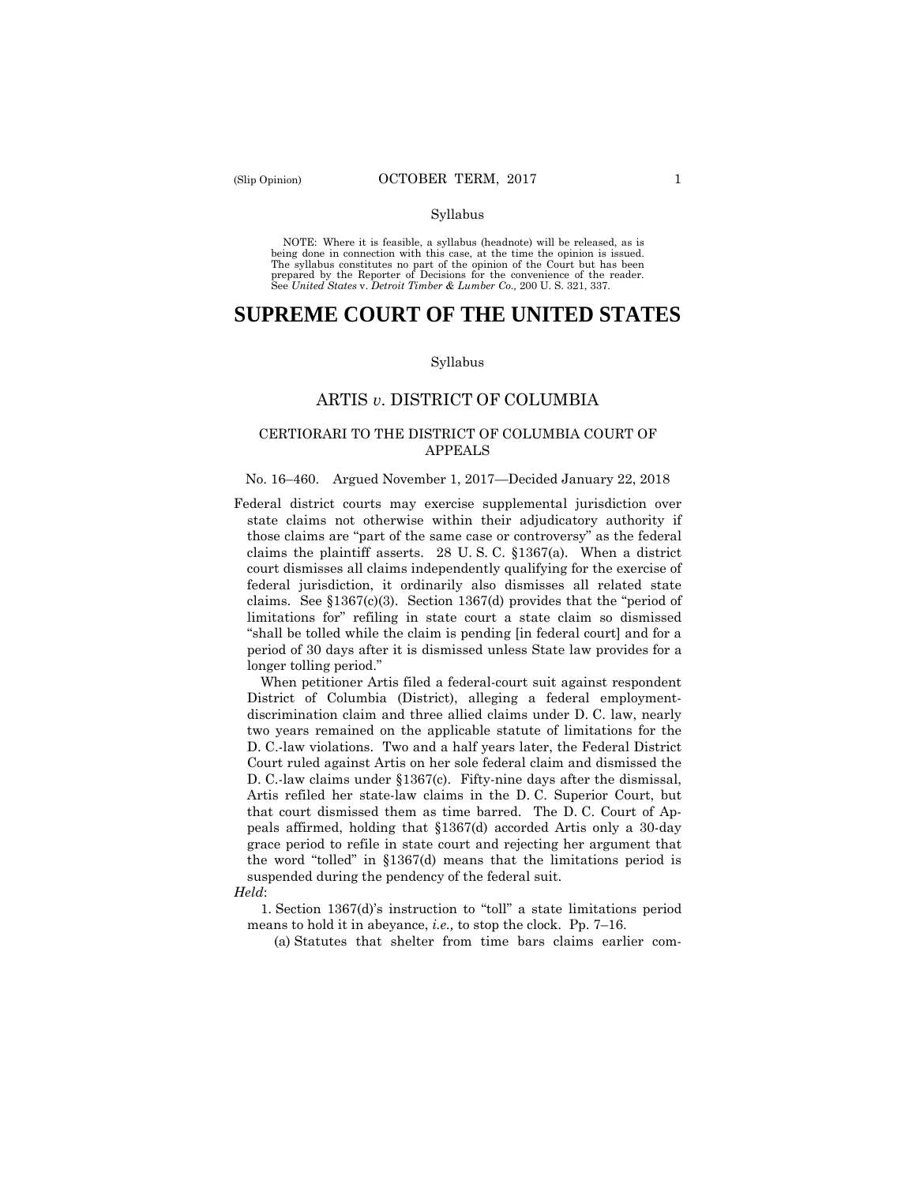Syllabus

NOTE: Where it is feasible, a syllabus (headnote) will be released, as is being done in connection with this case, at the time the opinion is issued. The syllabus constitutes no part of the opinion of the Court but has been prepared by the Reporter of Decisions for the convenience of the reader. See *United States* v. *Detroit Timber & Lumber Co.,* 200 U. S. 321, 337.

# SUPREME COURT OF THE UNITED STATES

Syllabus

## ARTIS *v.* DISTRICT OF COLUMBIA

### CERTIORARI TO THE DISTRICT OF COLUMBIA COURT OF APPEALS

No. 16–460. Argued November 1, 2017—Decided January 22, 2018

Federal district courts may exercise supplemental jurisdiction over state claims not otherwise within their adjudicatory authority if those claims are "part of the same case or controversy" as the federal claims the plaintiff asserts. 28 U. S. C. §1367(a). When a district court dismisses all claims independently qualifying for the exercise of federal jurisdiction, it ordinarily also dismisses all related state claims. See §1367(c)(3). Section 1367(d) provides that the "period of limitations for" refiling in state court a state claim so dismissed "shall be tolled while the claim is pending [in federal court] and for a period of 30 days after it is dismissed unless State law provides for a longer tolling period."

When petitioner Artis filed a federal-court suit against respondent District of Columbia (District), alleging a federal employment-discrimination claim and three allied claims under D. C. law, nearly two years remained on the applicable statute of limitations for the D. C.-law violations. Two and a half years later, the Federal District Court ruled against Artis on her sole federal claim and dismissed the D. C.-law claims under §1367(c). Fifty-nine days after the dismissal, Artis refiled her state-law claims in the D. C. Superior Court, but that court dismissed them as time barred. The D. C. Court of Appeals affirmed, holding that §1367(d) accorded Artis only a 30-day grace period to refile in state court and rejecting her argument that the word "tolled" in §1367(d) means that the limitations period is suspended during the pendency of the federal suit.

*Held*:

1. Section 1367(d)'s instruction to "toll" a state limitations period means to hold it in abeyance, *i.e.,* to stop the clock. Pp. 7–16.

(a) Statutes that shelter from time bars claims earlier com-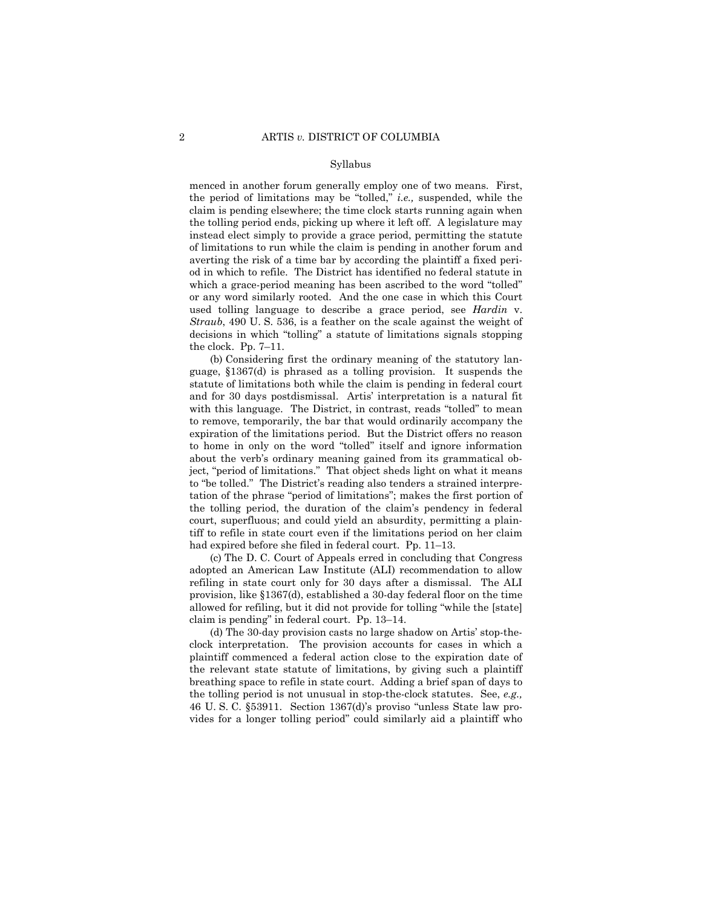menced in another forum generally employ one of two means. First, the period of limitations may be "tolled," *i.e.,* suspended, while the claim is pending elsewhere; the time clock starts running again when the tolling period ends, picking up where it left off. A legislature may instead elect simply to provide a grace period, permitting the statute of limitations to run while the claim is pending in another forum and averting the risk of a time bar by according the plaintiff a fixed period in which to refile. The District has identified no federal statute in which a grace-period meaning has been ascribed to the word "tolled" or any word similarly rooted. And the one case in which this Court used tolling language to describe a grace period, see *Hardin* v. *Straub*, 490 U. S. 536, is a feather on the scale against the weight of decisions in which "tolling" a statute of limitations signals stopping the clock. Pp. 7–11.

(b) Considering first the ordinary meaning of the statutory language, §1367(d) is phrased as a tolling provision. It suspends the statute of limitations both while the claim is pending in federal court and for 30 days postdismissal. Artis' interpretation is a natural fit with this language. The District, in contrast, reads "tolled" to mean to remove, temporarily, the bar that would ordinarily accompany the expiration of the limitations period. But the District offers no reason to home in only on the word "tolled" itself and ignore information about the verb's ordinary meaning gained from its grammatical object, "period of limitations." That object sheds light on what it means to "be tolled." The District's reading also tenders a strained interpretation of the phrase "period of limitations"; makes the first portion of the tolling period, the duration of the claim's pendency in federal court, superfluous; and could yield an absurdity, permitting a plaintiff to refile in state court even if the limitations period on her claim had expired before she filed in federal court. Pp. 11–13.

(c) The D. C. Court of Appeals erred in concluding that Congress adopted an American Law Institute (ALI) recommendation to allow refiling in state court only for 30 days after a dismissal. The ALI provision, like §1367(d), established a 30-day federal floor on the time allowed for refiling, but it did not provide for tolling "while the [state] claim is pending" in federal court. Pp. 13–14.

(d) The 30-day provision casts no large shadow on Artis' stop-the-clock interpretation. The provision accounts for cases in which a plaintiff commenced a federal action close to the expiration date of the relevant state statute of limitations, by giving such a plaintiff breathing space to refile in state court. Adding a brief span of days to the tolling period is not unusual in stop-the-clock statutes. See, *e.g.,* 46 U. S. C. §53911. Section 1367(d)'s proviso "unless State law provides for a longer tolling period" could similarly aid a plaintiff who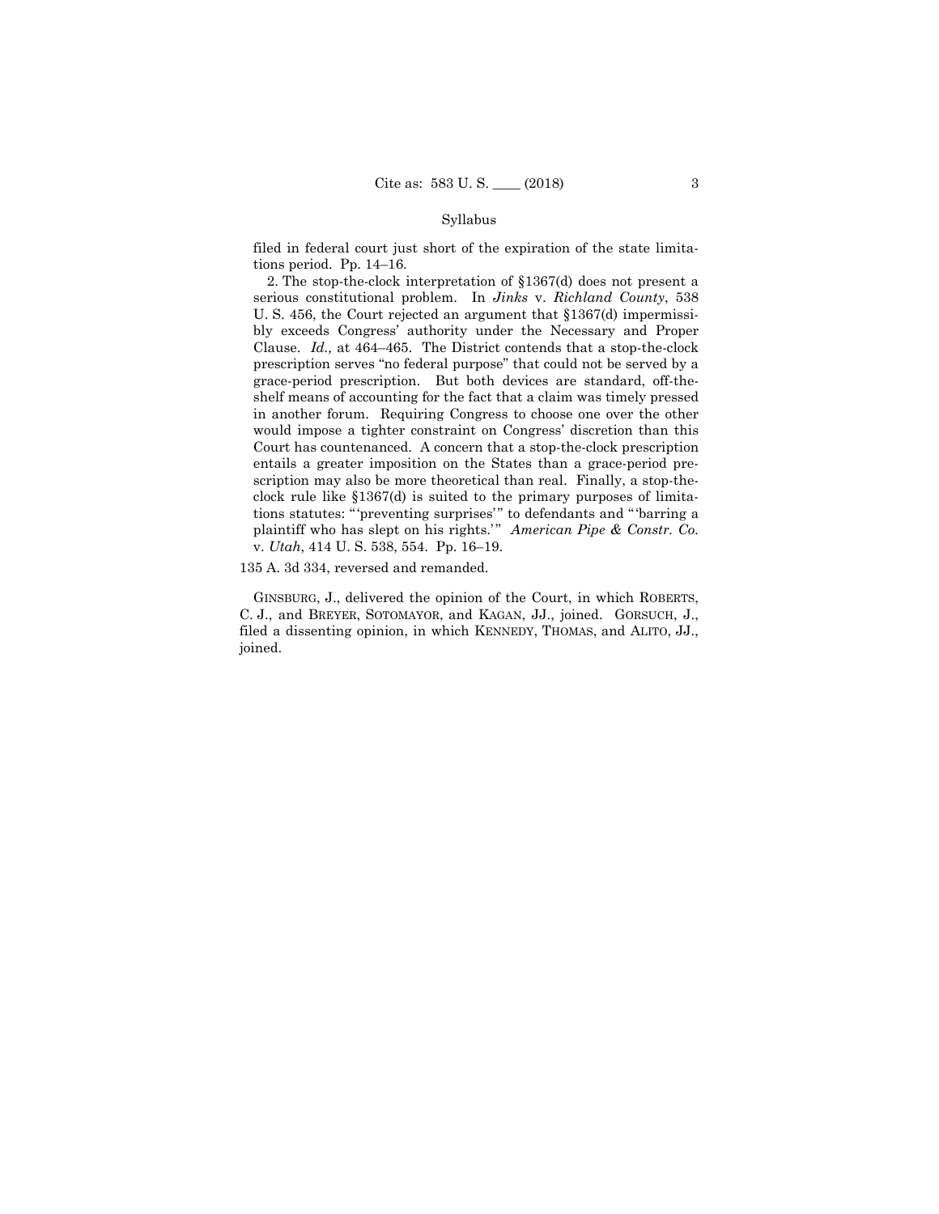Syllabus

filed in federal court just short of the expiration of the state limitations period. Pp. 14–16.

2. The stop-the-clock interpretation of §1367(d) does not present a serious constitutional problem. In *Jinks* v. *Richland County*, 538 U. S. 456, the Court rejected an argument that §1367(d) impermissibly exceeds Congress' authority under the Necessary and Proper Clause. *Id.,* at 464–465. The District contends that a stop-the-clock prescription serves "no federal purpose" that could not be served by a grace-period prescription. But both devices are standard, off-the-shelf means of accounting for the fact that a claim was timely pressed in another forum. Requiring Congress to choose one over the other would impose a tighter constraint on Congress' discretion than this Court has countenanced. A concern that a stop-the-clock prescription entails a greater imposition on the States than a grace-period prescription may also be more theoretical than real. Finally, a stop-the-clock rule like §1367(d) is suited to the primary purposes of limitations statutes: "'preventing surprises'" to defendants and "'barring a plaintiff who has slept on his rights.'" *American Pipe & Constr. Co.* v. *Utah*, 414 U. S. 538, 554. Pp. 16–19.

135 A. 3d 334, reversed and remanded.

GINSBURG, J., delivered the opinion of the Court, in which ROBERTS, C. J., and BREYER, SOTOMAYOR, and KAGAN, JJ., joined. GORSUCH, J., filed a dissenting opinion, in which KENNEDY, THOMAS, and ALITO, JJ., joined.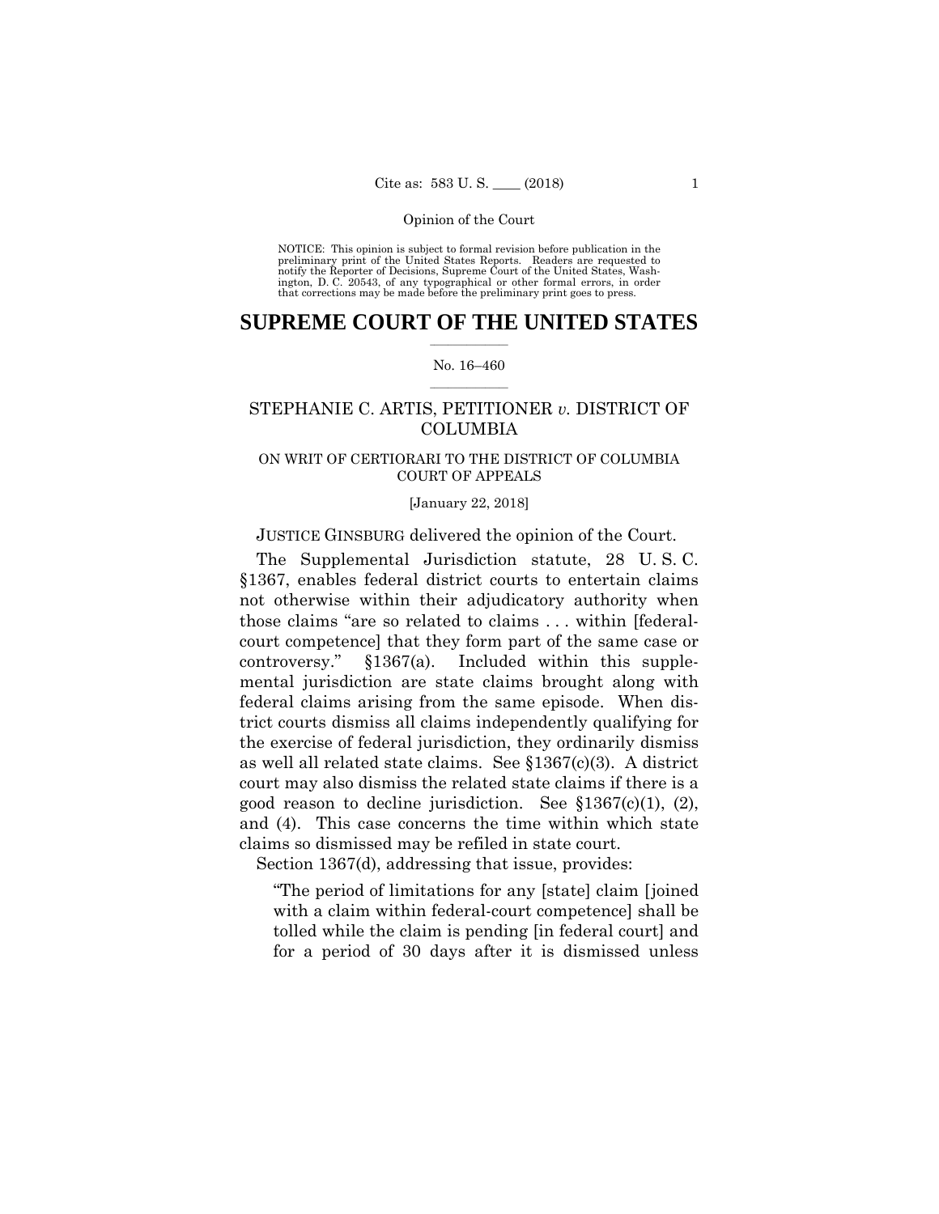NOTICE: This opinion is subject to formal revision before publication in the preliminary print of the United States Reports. Readers are requested to notify the Reporter of Decisions, Supreme Court of the United States, Washington, D. C. 20543, of any typographical or other formal errors, in order that corrections may be made before the preliminary print goes to press.

# SUPREME COURT OF THE UNITED STATES

No. 16–460

STEPHANIE C. ARTIS, PETITIONER *v.* DISTRICT OF COLUMBIA

ON WRIT OF CERTIORARI TO THE DISTRICT OF COLUMBIA COURT OF APPEALS

[January 22, 2018]

JUSTICE GINSBURG delivered the opinion of the Court.

The Supplemental Jurisdiction statute, 28 U. S. C. §1367, enables federal district courts to entertain claims not otherwise within their adjudicatory authority when those claims "are so related to claims . . . within [federal-court competence] that they form part of the same case or controversy." §1367(a). Included within this supplemental jurisdiction are state claims brought along with federal claims arising from the same episode. When district courts dismiss all claims independently qualifying for the exercise of federal jurisdiction, they ordinarily dismiss as well all related state claims. See §1367(c)(3). A district court may also dismiss the related state claims if there is a good reason to decline jurisdiction. See §1367(c)(1), (2), and (4). This case concerns the time within which state claims so dismissed may be refiled in state court.

Section 1367(d), addressing that issue, provides:

> "The period of limitations for any [state] claim [joined with a claim within federal-court competence] shall be tolled while the claim is pending [in federal court] and for a period of 30 days after it is dismissed unless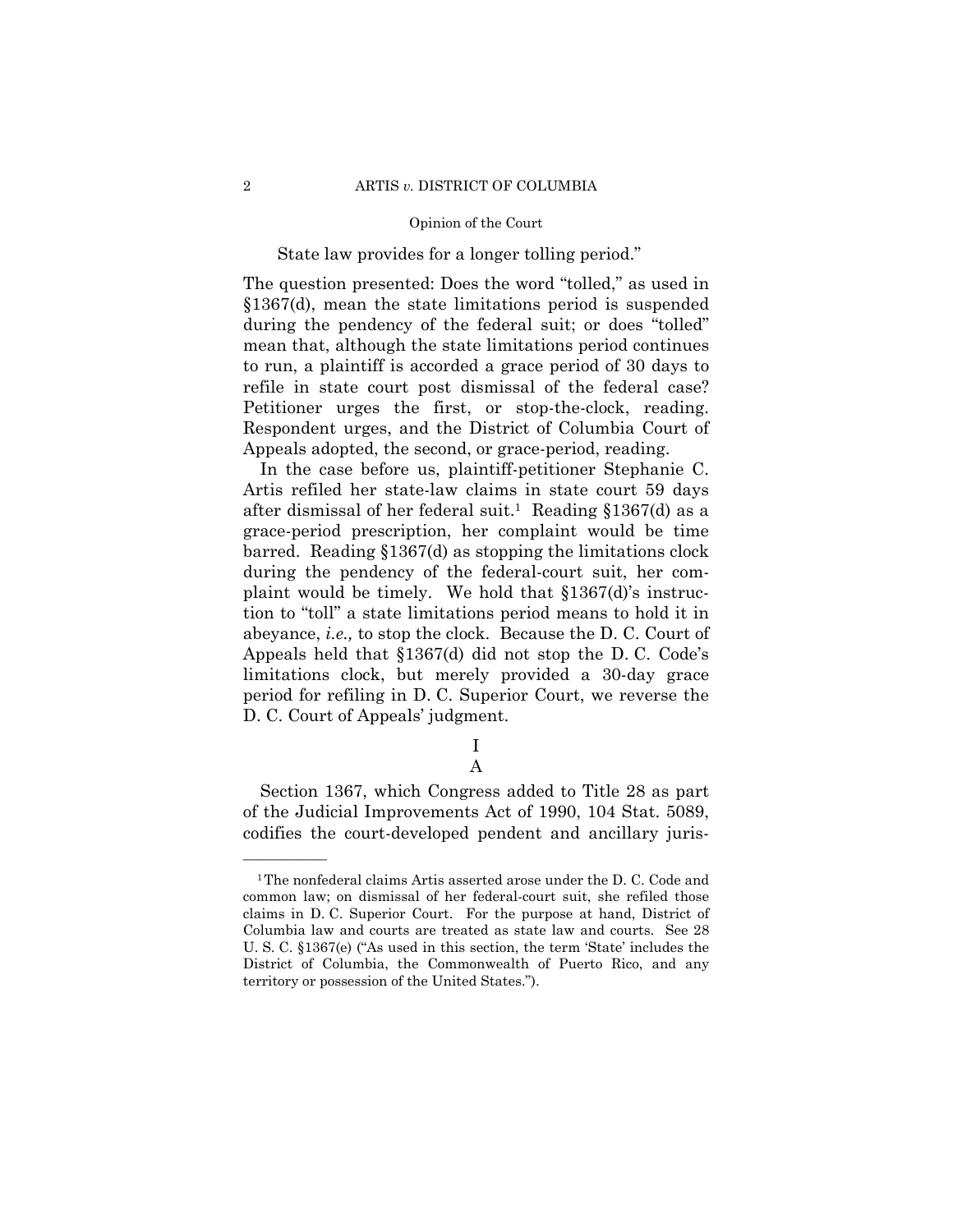State law provides for a longer tolling period."

The question presented: Does the word "tolled," as used in §1367(d), mean the state limitations period is suspended during the pendency of the federal suit; or does "tolled" mean that, although the state limitations period continues to run, a plaintiff is accorded a grace period of 30 days to refile in state court post dismissal of the federal case? Petitioner urges the first, or stop-the-clock, reading. Respondent urges, and the District of Columbia Court of Appeals adopted, the second, or grace-period, reading.

In the case before us, plaintiff-petitioner Stephanie C. Artis refiled her state-law claims in state court 59 days after dismissal of her federal suit.[1] Reading §1367(d) as a grace-period prescription, her complaint would be time barred. Reading §1367(d) as stopping the limitations clock during the pendency of the federal-court suit, her complaint would be timely. We hold that §1367(d)'s instruction to "toll" a state limitations period means to hold it in abeyance, *i.e.,* to stop the clock. Because the D. C. Court of Appeals held that §1367(d) did not stop the D. C. Code's limitations clock, but merely provided a 30-day grace period for refiling in D. C. Superior Court, we reverse the D. C. Court of Appeals' judgment.

# I

## A

Section 1367, which Congress added to Title 28 as part of the Judicial Improvements Act of 1990, 104 Stat. 5089, codifies the court-developed pendent and ancillary juris-

---

[1] The nonfederal claims Artis asserted arose under the D. C. Code and common law; on dismissal of her federal-court suit, she refiled those claims in D. C. Superior Court. For the purpose at hand, District of Columbia law and courts are treated as state law and courts. See 28 U. S. C. §1367(e) ("As used in this section, the term 'State' includes the District of Columbia, the Commonwealth of Puerto Rico, and any territory or possession of the United States.").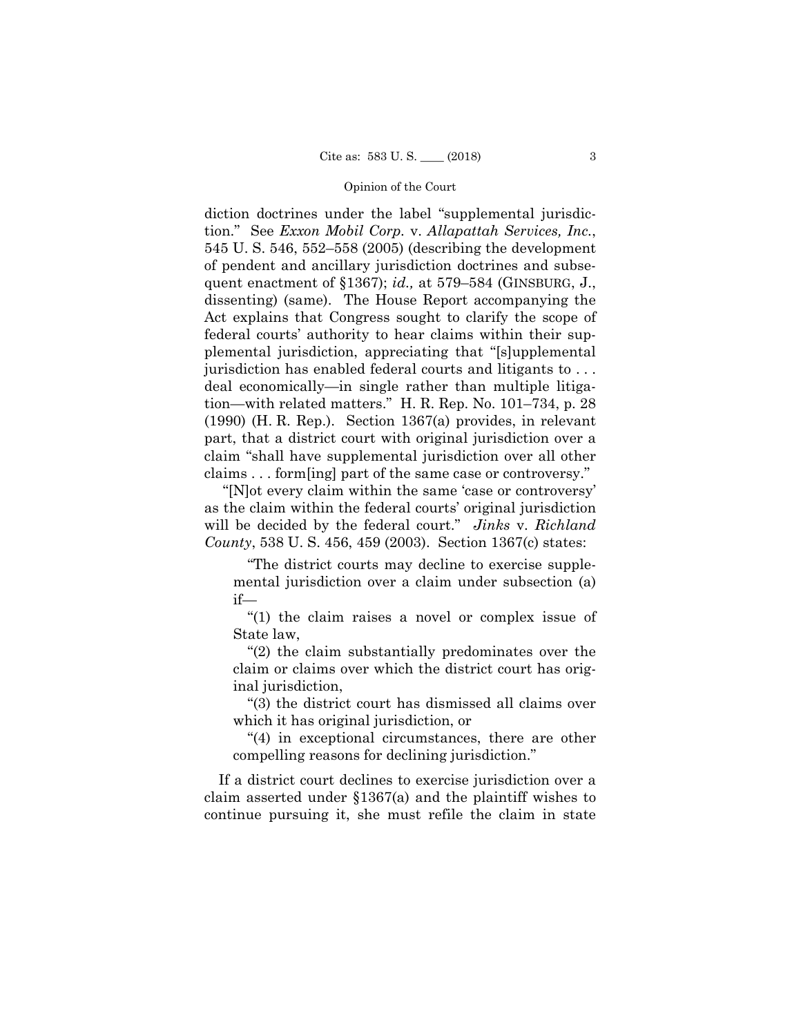diction doctrines under the label "supplemental jurisdiction." See *Exxon Mobil Corp.* v. *Allapattah Services, Inc.*, 545 U. S. 546, 552–558 (2005) (describing the development of pendent and ancillary jurisdiction doctrines and subsequent enactment of §1367); *id.,* at 579–584 (GINSBURG, J., dissenting) (same). The House Report accompanying the Act explains that Congress sought to clarify the scope of federal courts' authority to hear claims within their supplemental jurisdiction, appreciating that "[s]upplemental jurisdiction has enabled federal courts and litigants to . . . deal economically—in single rather than multiple litigation—with related matters." H. R. Rep. No. 101–734, p. 28 (1990) (H. R. Rep.). Section 1367(a) provides, in relevant part, that a district court with original jurisdiction over a claim "shall have supplemental jurisdiction over all other claims . . . form[ing] part of the same case or controversy."

"[N]ot every claim within the same 'case or controversy' as the claim within the federal courts' original jurisdiction will be decided by the federal court." *Jinks* v. *Richland County*, 538 U. S. 456, 459 (2003). Section 1367(c) states:

> "The district courts may decline to exercise supplemental jurisdiction over a claim under subsection (a) if—
>
> "(1) the claim raises a novel or complex issue of State law,
>
> "(2) the claim substantially predominates over the claim or claims over which the district court has original jurisdiction,
>
> "(3) the district court has dismissed all claims over which it has original jurisdiction, or
>
> "(4) in exceptional circumstances, there are other compelling reasons for declining jurisdiction."

If a district court declines to exercise jurisdiction over a claim asserted under §1367(a) and the plaintiff wishes to continue pursuing it, she must refile the claim in state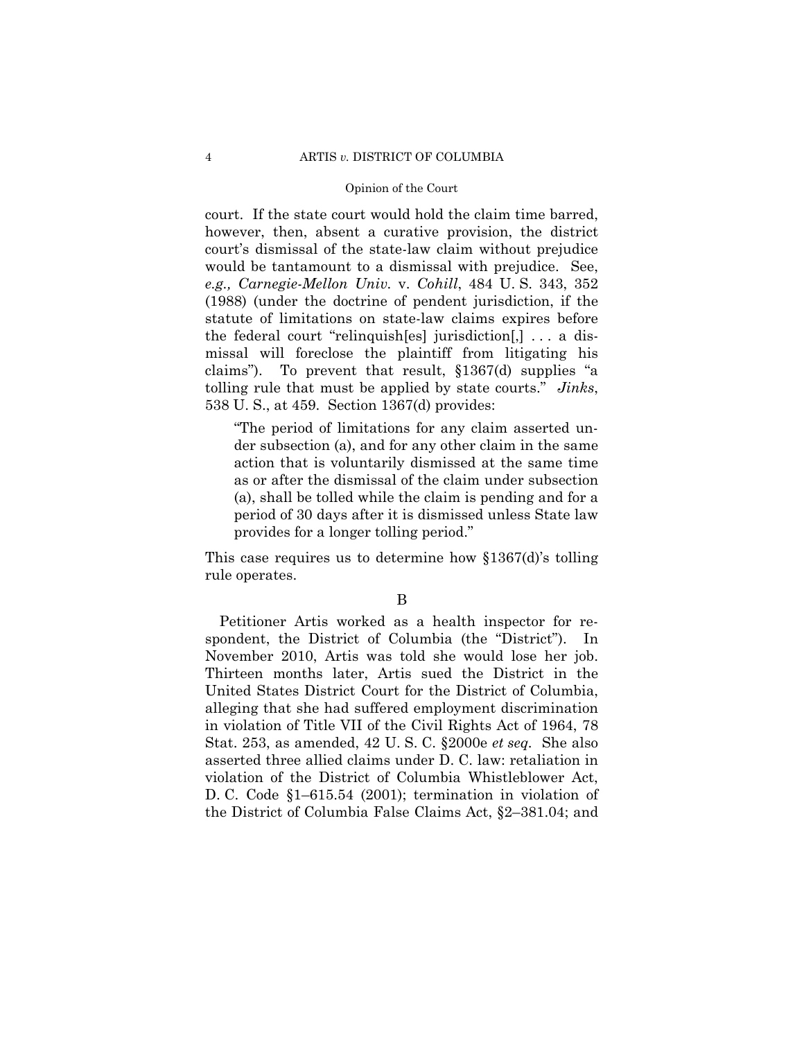court. If the state court would hold the claim time barred, however, then, absent a curative provision, the district court's dismissal of the state-law claim without prejudice would be tantamount to a dismissal with prejudice. See, *e.g., Carnegie-Mellon Univ.* v. *Cohill*, 484 U. S. 343, 352 (1988) (under the doctrine of pendent jurisdiction, if the statute of limitations on state-law claims expires before the federal court "relinquish[es] jurisdiction[,] . . . a dismissal will foreclose the plaintiff from litigating his claims"). To prevent that result, §1367(d) supplies "a tolling rule that must be applied by state courts." *Jinks*, 538 U. S., at 459. Section 1367(d) provides:

> "The period of limitations for any claim asserted under subsection (a), and for any other claim in the same action that is voluntarily dismissed at the same time as or after the dismissal of the claim under subsection (a), shall be tolled while the claim is pending and for a period of 30 days after it is dismissed unless State law provides for a longer tolling period."

This case requires us to determine how §1367(d)'s tolling rule operates.

B

Petitioner Artis worked as a health inspector for respondent, the District of Columbia (the "District"). In November 2010, Artis was told she would lose her job. Thirteen months later, Artis sued the District in the United States District Court for the District of Columbia, alleging that she had suffered employment discrimination in violation of Title VII of the Civil Rights Act of 1964, 78 Stat. 253, as amended, 42 U. S. C. §2000e *et seq.* She also asserted three allied claims under D. C. law: retaliation in violation of the District of Columbia Whistleblower Act, D. C. Code §1–615.54 (2001); termination in violation of the District of Columbia False Claims Act, §2–381.04; and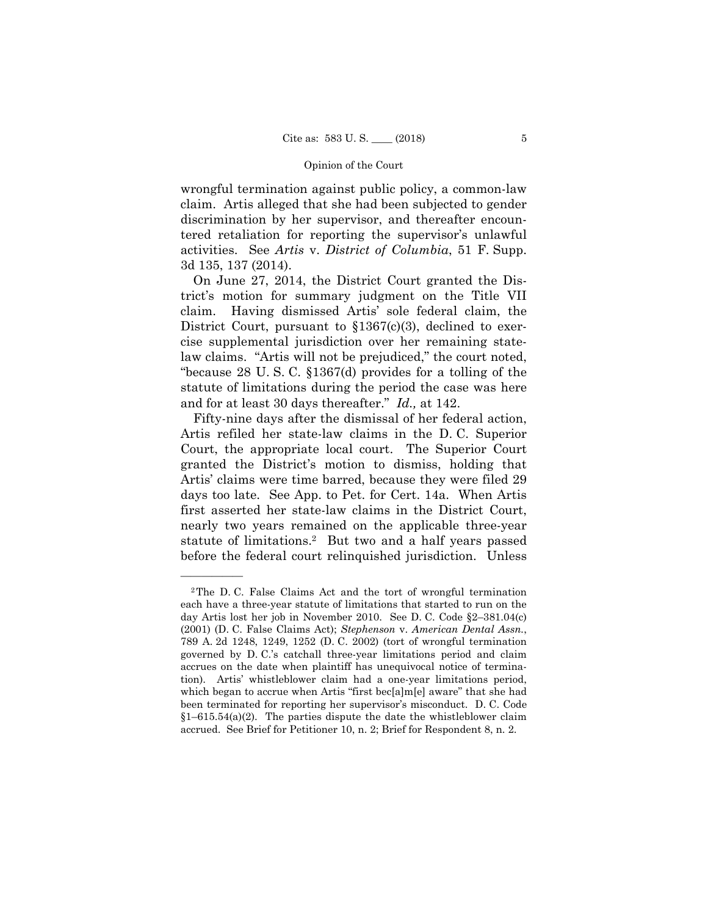wrongful termination against public policy, a common-law claim. Artis alleged that she had been subjected to gender discrimination by her supervisor, and thereafter encountered retaliation for reporting the supervisor's unlawful activities. See *Artis* v. *District of Columbia*, 51 F. Supp. 3d 135, 137 (2014).

On June 27, 2014, the District Court granted the District's motion for summary judgment on the Title VII claim. Having dismissed Artis' sole federal claim, the District Court, pursuant to §1367(c)(3), declined to exercise supplemental jurisdiction over her remaining state-law claims. "Artis will not be prejudiced," the court noted, "because 28 U. S. C. §1367(d) provides for a tolling of the statute of limitations during the period the case was here and for at least 30 days thereafter." *Id.,* at 142.

Fifty-nine days after the dismissal of her federal action, Artis refiled her state-law claims in the D. C. Superior Court, the appropriate local court. The Superior Court granted the District's motion to dismiss, holding that Artis' claims were time barred, because they were filed 29 days too late. See App. to Pet. for Cert. 14a. When Artis first asserted her state-law claims in the District Court, nearly two years remained on the applicable three-year statute of limitations.[2] But two and a half years passed before the federal court relinquished jurisdiction. Unless

---

[2] The D. C. False Claims Act and the tort of wrongful termination each have a three-year statute of limitations that started to run on the day Artis lost her job in November 2010. See D. C. Code §2–381.04(c) (2001) (D. C. False Claims Act); *Stephenson* v. *American Dental Assn.*, 789 A. 2d 1248, 1249, 1252 (D. C. 2002) (tort of wrongful termination governed by D. C.'s catchall three-year limitations period and claim accrues on the date when plaintiff has unequivocal notice of termination). Artis' whistleblower claim had a one-year limitations period, which began to accrue when Artis "first bec[a]m[e] aware" that she had been terminated for reporting her supervisor's misconduct. D. C. Code §1–615.54(a)(2). The parties dispute the date the whistleblower claim accrued. See Brief for Petitioner 10, n. 2; Brief for Respondent 8, n. 2.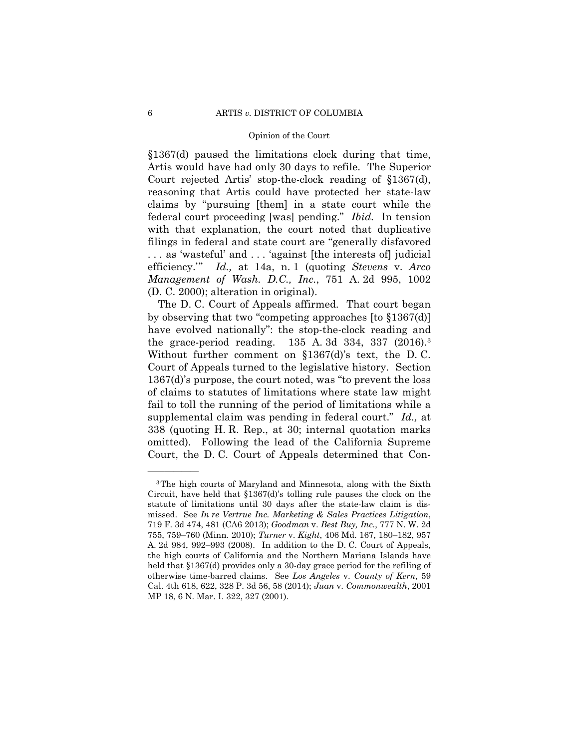§1367(d) paused the limitations clock during that time, Artis would have had only 30 days to refile. The Superior Court rejected Artis' stop-the-clock reading of §1367(d), reasoning that Artis could have protected her state-law claims by "pursuing [them] in a state court while the federal court proceeding [was] pending." *Ibid.* In tension with that explanation, the court noted that duplicative filings in federal and state court are "generally disfavored . . . as 'wasteful' and . . . 'against [the interests of] judicial efficiency.'" *Id.,* at 14a, n. 1 (quoting *Stevens* v. *Arco Management of Wash. D.C., Inc.*, 751 A. 2d 995, 1002 (D. C. 2000); alteration in original).

The D. C. Court of Appeals affirmed. That court began by observing that two "competing approaches [to §1367(d)] have evolved nationally": the stop-the-clock reading and the grace-period reading. 135 A. 3d 334, 337 (2016).[3] Without further comment on §1367(d)'s text, the D. C. Court of Appeals turned to the legislative history. Section 1367(d)'s purpose, the court noted, was "to prevent the loss of claims to statutes of limitations where state law might fail to toll the running of the period of limitations while a supplemental claim was pending in federal court." *Id.,* at 338 (quoting H. R. Rep., at 30; internal quotation marks omitted). Following the lead of the California Supreme Court, the D. C. Court of Appeals determined that Con-

---

[3] The high courts of Maryland and Minnesota, along with the Sixth Circuit, have held that §1367(d)'s tolling rule pauses the clock on the statute of limitations until 30 days after the state-law claim is dismissed. See *In re Vertrue Inc. Marketing & Sales Practices Litigation*, 719 F. 3d 474, 481 (CA6 2013); *Goodman* v. *Best Buy, Inc.*, 777 N. W. 2d 755, 759–760 (Minn. 2010); *Turner* v. *Kight*, 406 Md. 167, 180–182, 957 A. 2d 984, 992–993 (2008). In addition to the D. C. Court of Appeals, the high courts of California and the Northern Mariana Islands have held that §1367(d) provides only a 30-day grace period for the refiling of otherwise time-barred claims. See *Los Angeles* v. *County of Kern*, 59 Cal. 4th 618, 622, 328 P. 3d 56, 58 (2014); *Juan* v. *Commonwealth*, 2001 MP 18, 6 N. Mar. I. 322, 327 (2001).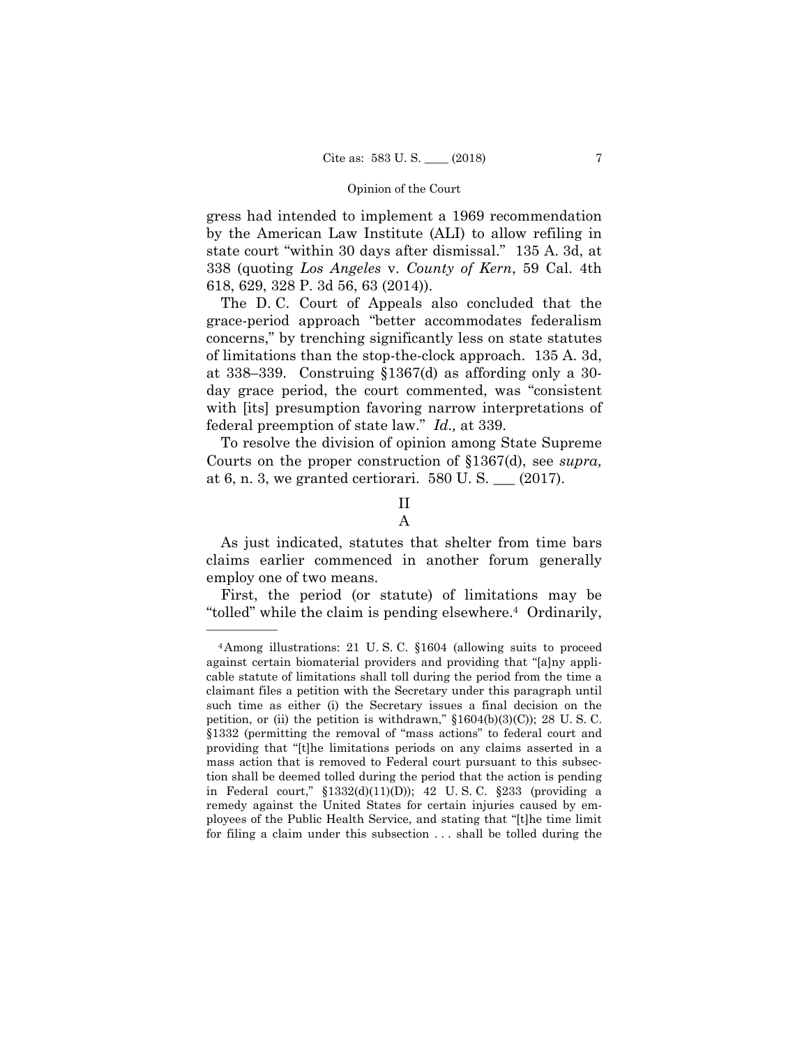gress had intended to implement a 1969 recommendation by the American Law Institute (ALI) to allow refiling in state court "within 30 days after dismissal." 135 A. 3d, at 338 (quoting *Los Angeles* v. *County of Kern*, 59 Cal. 4th 618, 629, 328 P. 3d 56, 63 (2014)).

The D. C. Court of Appeals also concluded that the grace-period approach "better accommodates federalism concerns," by trenching significantly less on state statutes of limitations than the stop-the-clock approach. 135 A. 3d, at 338–339. Construing §1367(d) as affording only a 30-day grace period, the court commented, was "consistent with [its] presumption favoring narrow interpretations of federal preemption of state law." *Id.,* at 339.

To resolve the division of opinion among State Supreme Courts on the proper construction of §1367(d), see *supra,* at 6, n. 3, we granted certiorari. 580 U. S. ___ (2017).

## II

### A

As just indicated, statutes that shelter from time bars claims earlier commenced in another forum generally employ one of two means.

First, the period (or statute) of limitations may be "tolled" while the claim is pending elsewhere.[4] Ordinarily,

---

[4]Among illustrations: 21 U. S. C. §1604 (allowing suits to proceed against certain biomaterial providers and providing that "[a]ny applicable statute of limitations shall toll during the period from the time a claimant files a petition with the Secretary under this paragraph until such time as either (i) the Secretary issues a final decision on the petition, or (ii) the petition is withdrawn," §1604(b)(3)(C)); 28 U. S. C. §1332 (permitting the removal of "mass actions" to federal court and providing that "[t]he limitations periods on any claims asserted in a mass action that is removed to Federal court pursuant to this subsection shall be deemed tolled during the period that the action is pending in Federal court," §1332(d)(11)(D)); 42 U. S. C. §233 (providing a remedy against the United States for certain injuries caused by employees of the Public Health Service, and stating that "[t]he time limit for filing a claim under this subsection . . . shall be tolled during the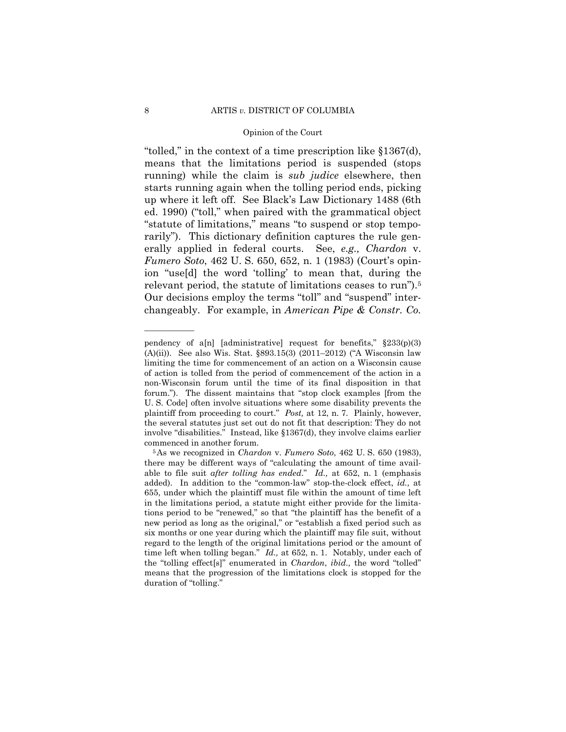"tolled," in the context of a time prescription like §1367(d), means that the limitations period is suspended (stops running) while the claim is *sub judice* elsewhere, then starts running again when the tolling period ends, picking up where it left off. See Black's Law Dictionary 1488 (6th ed. 1990) ("toll," when paired with the grammatical object "statute of limitations," means "to suspend or stop temporarily"). This dictionary definition captures the rule generally applied in federal courts. See, *e.g., Chardon* v. *Fumero Soto*, 462 U. S. 650, 652, n. 1 (1983) (Court's opinion "use[d] the word 'tolling' to mean that, during the relevant period, the statute of limitations ceases to run").[5] Our decisions employ the terms "toll" and "suspend" interchangeably. For example, in *American Pipe & Constr. Co.*

---

pendency of a[n] [administrative] request for benefits," §233(p)(3)(A)(ii)). See also Wis. Stat. §893.15(3) (2011–2012) ("A Wisconsin law limiting the time for commencement of an action on a Wisconsin cause of action is tolled from the period of commencement of the action in a non-Wisconsin forum until the time of its final disposition in that forum."). The dissent maintains that "stop clock examples [from the U. S. Code] often involve situations where some disability prevents the plaintiff from proceeding to court." *Post,* at 12, n. 7. Plainly, however, the several statutes just set out do not fit that description: They do not involve "disabilities." Instead, like §1367(d), they involve claims earlier commenced in another forum.

[5] As we recognized in *Chardon* v. *Fumero Soto*, 462 U. S. 650 (1983), there may be different ways of "calculating the amount of time available to file suit *after tolling has ended*." *Id.,* at 652, n. 1 (emphasis added). In addition to the "common-law" stop-the-clock effect, *id.,* at 655, under which the plaintiff must file within the amount of time left in the limitations period, a statute might either provide for the limitations period to be "renewed," so that "the plaintiff has the benefit of a new period as long as the original," or "establish a fixed period such as six months or one year during which the plaintiff may file suit, without regard to the length of the original limitations period or the amount of time left when tolling began." *Id.,* at 652, n. 1. Notably, under each of the "tolling effect[s]" enumerated in *Chardon*, *ibid.,* the word "tolled" means that the progression of the limitations clock is stopped for the duration of "tolling."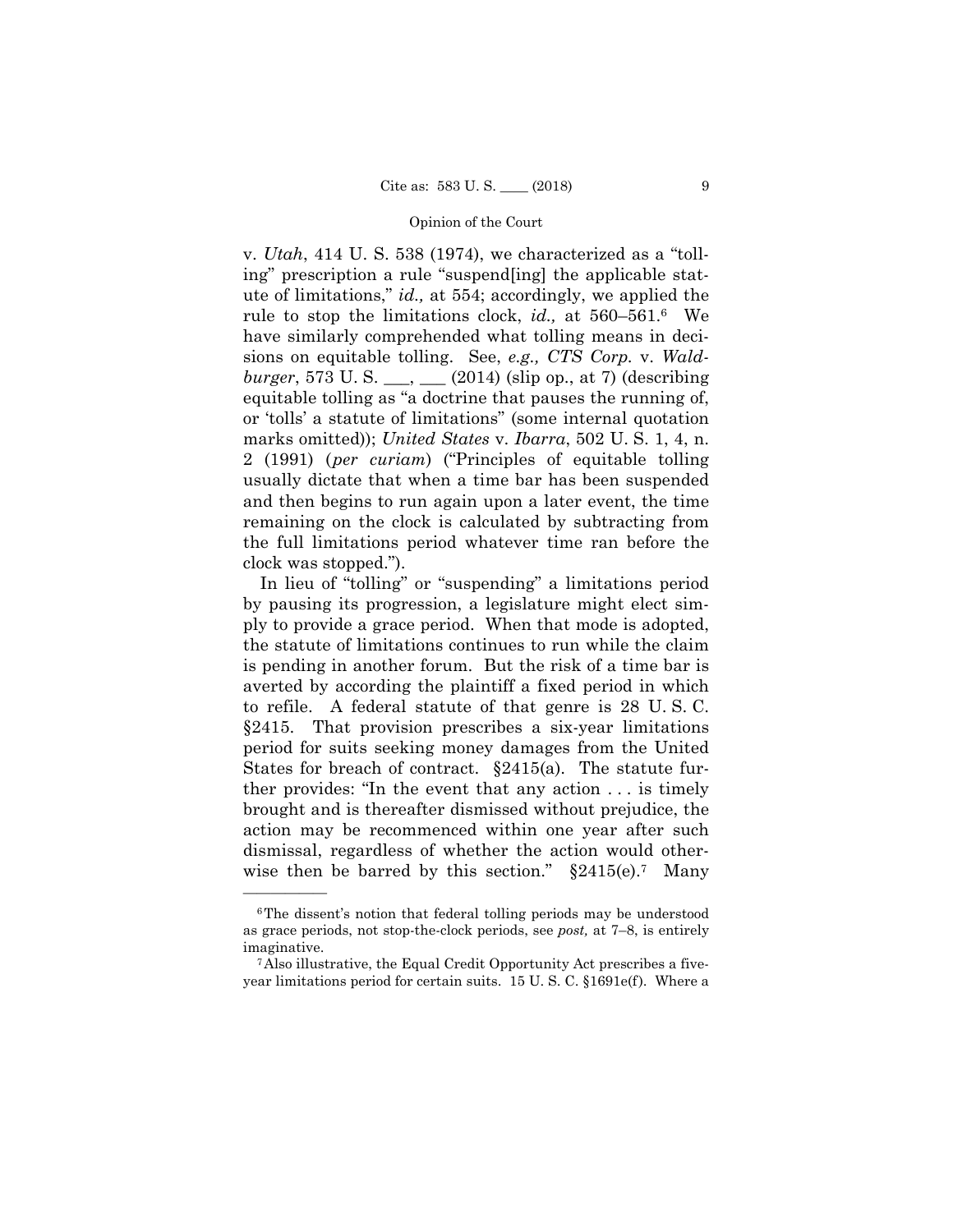v. *Utah*, 414 U. S. 538 (1974), we characterized as a "tolling" prescription a rule "suspend[ing] the applicable statute of limitations," *id.,* at 554; accordingly, we applied the rule to stop the limitations clock, *id.,* at 560–561.[6] We have similarly comprehended what tolling means in decisions on equitable tolling. See, *e.g., CTS Corp.* v. *Waldburger*, 573 U. S. ___, ___ (2014) (slip op., at 7) (describing equitable tolling as "a doctrine that pauses the running of, or 'tolls' a statute of limitations" (some internal quotation marks omitted)); *United States* v. *Ibarra*, 502 U. S. 1, 4, n. 2 (1991) (*per curiam*) ("Principles of equitable tolling usually dictate that when a time bar has been suspended and then begins to run again upon a later event, the time remaining on the clock is calculated by subtracting from the full limitations period whatever time ran before the clock was stopped.").

In lieu of "tolling" or "suspending" a limitations period by pausing its progression, a legislature might elect simply to provide a grace period. When that mode is adopted, the statute of limitations continues to run while the claim is pending in another forum. But the risk of a time bar is averted by according the plaintiff a fixed period in which to refile. A federal statute of that genre is 28 U. S. C. §2415. That provision prescribes a six-year limitations period for suits seeking money damages from the United States for breach of contract. §2415(a). The statute further provides: "In the event that any action . . . is timely brought and is thereafter dismissed without prejudice, the action may be recommenced within one year after such dismissal, regardless of whether the action would otherwise then be barred by this section." §2415(e).[7] Many

---

[6] The dissent's notion that federal tolling periods may be understood as grace periods, not stop-the-clock periods, see *post,* at 7–8, is entirely imaginative.

[7] Also illustrative, the Equal Credit Opportunity Act prescribes a five-year limitations period for certain suits. 15 U. S. C. §1691e(f). Where a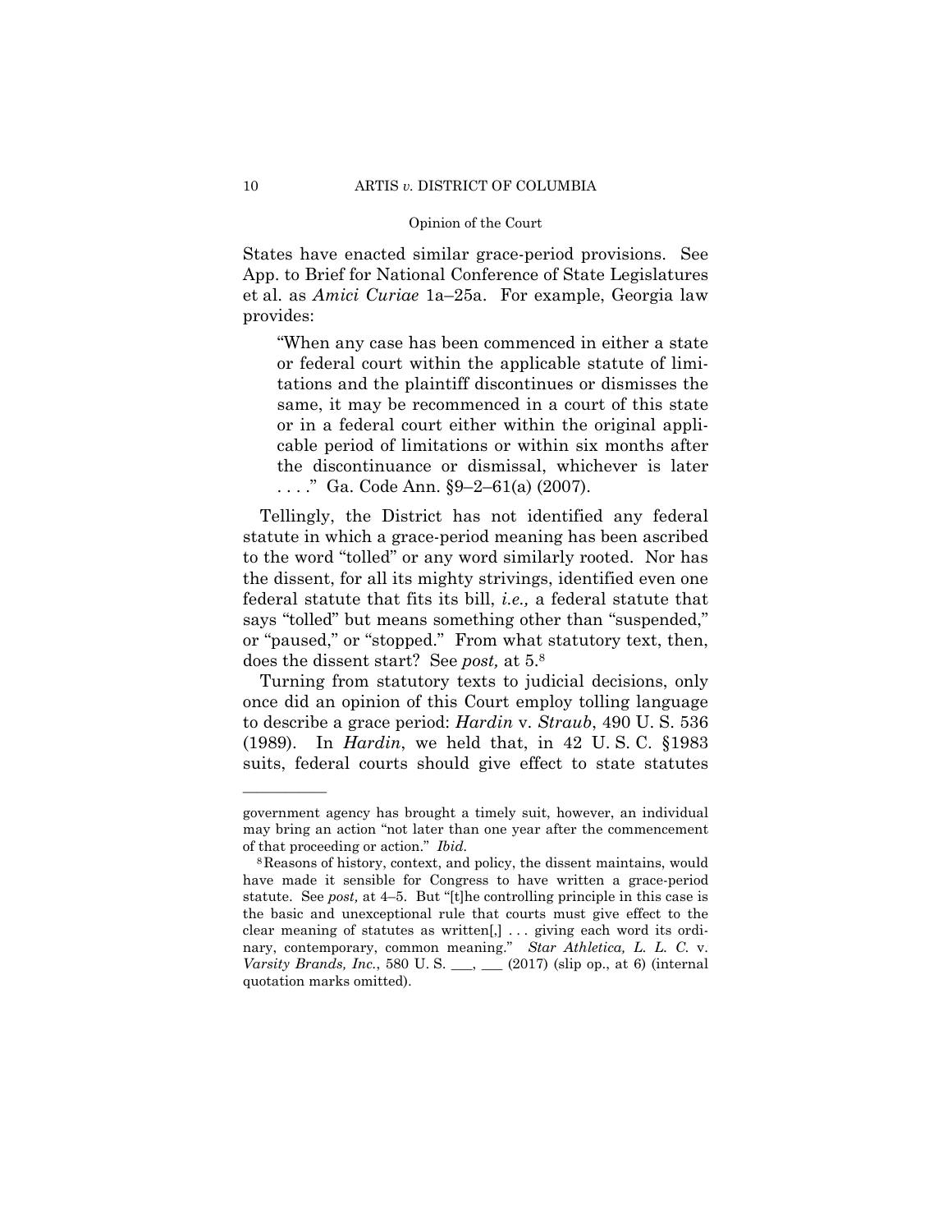States have enacted similar grace-period provisions. See App. to Brief for National Conference of State Legislatures et al. as *Amici Curiae* 1a–25a. For example, Georgia law provides:

> "When any case has been commenced in either a state or federal court within the applicable statute of limitations and the plaintiff discontinues or dismisses the same, it may be recommenced in a court of this state or in a federal court either within the original applicable period of limitations or within six months after the discontinuance or dismissal, whichever is later . . . ." Ga. Code Ann. §9–2–61(a) (2007).

Tellingly, the District has not identified any federal statute in which a grace-period meaning has been ascribed to the word "tolled" or any word similarly rooted. Nor has the dissent, for all its mighty strivings, identified even one federal statute that fits its bill, *i.e.,* a federal statute that says "tolled" but means something other than "suspended," or "paused," or "stopped." From what statutory text, then, does the dissent start? See *post,* at 5.[8]

Turning from statutory texts to judicial decisions, only once did an opinion of this Court employ tolling language to describe a grace period: *Hardin* v. *Straub*, 490 U. S. 536 (1989). In *Hardin*, we held that, in 42 U. S. C. §1983 suits, federal courts should give effect to state statutes

---

government agency has brought a timely suit, however, an individual may bring an action "not later than one year after the commencement of that proceeding or action." *Ibid.*

[8] Reasons of history, context, and policy, the dissent maintains, would have made it sensible for Congress to have written a grace-period statute. See *post,* at 4–5. But "[t]he controlling principle in this case is the basic and unexceptional rule that courts must give effect to the clear meaning of statutes as written[,] . . . giving each word its ordinary, contemporary, common meaning." *Star Athletica, L. L. C.* v. *Varsity Brands, Inc.*, 580 U. S. ___, ___ (2017) (slip op., at 6) (internal quotation marks omitted).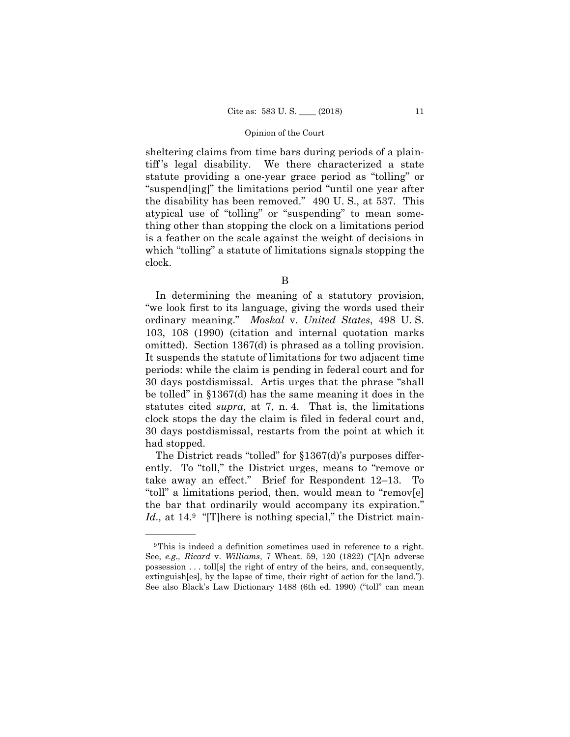sheltering claims from time bars during periods of a plaintiff's legal disability. We there characterized a state statute providing a one-year grace period as "tolling" or "suspend[ing]" the limitations period "until one year after the disability has been removed." 490 U. S., at 537. This atypical use of "tolling" or "suspending" to mean something other than stopping the clock on a limitations period is a feather on the scale against the weight of decisions in which "tolling" a statute of limitations signals stopping the clock.

B

In determining the meaning of a statutory provision, "we look first to its language, giving the words used their ordinary meaning." *Moskal* v. *United States*, 498 U. S. 103, 108 (1990) (citation and internal quotation marks omitted). Section 1367(d) is phrased as a tolling provision. It suspends the statute of limitations for two adjacent time periods: while the claim is pending in federal court and for 30 days postdismissal. Artis urges that the phrase "shall be tolled" in §1367(d) has the same meaning it does in the statutes cited *supra,* at 7, n. 4. That is, the limitations clock stops the day the claim is filed in federal court and, 30 days postdismissal, restarts from the point at which it had stopped.

The District reads "tolled" for §1367(d)'s purposes differently. To "toll," the District urges, means to "remove or take away an effect." Brief for Respondent 12–13. To "toll" a limitations period, then, would mean to "remov[e] the bar that ordinarily would accompany its expiration." *Id.,* at 14.[9] "[T]here is nothing special," the District main-

[9] This is indeed a definition sometimes used in reference to a right. See, *e.g., Ricard* v. *Williams*, 7 Wheat. 59, 120 (1822) ("[A]n adverse possession . . . toll[s] the right of entry of the heirs, and, consequently, extinguish[es], by the lapse of time, their right of action for the land."). See also Black's Law Dictionary 1488 (6th ed. 1990) ("toll" can mean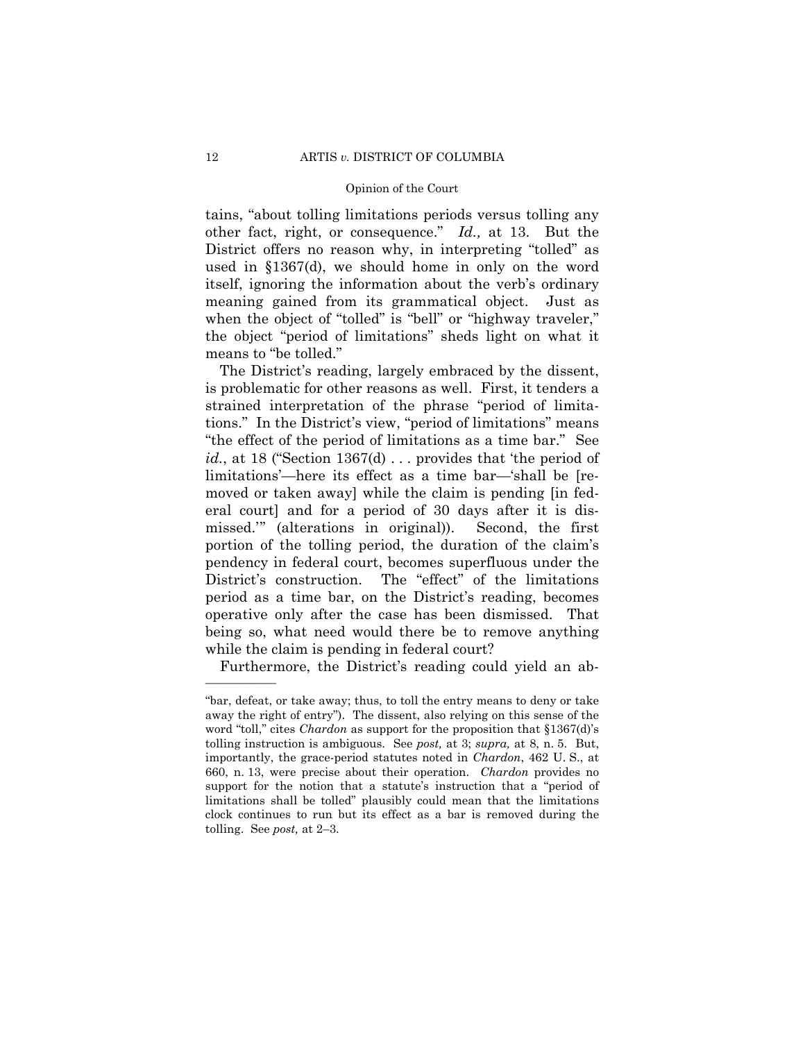tains, "about tolling limitations periods versus tolling any other fact, right, or consequence." *Id.,* at 13. But the District offers no reason why, in interpreting "tolled" as used in §1367(d), we should home in only on the word itself, ignoring the information about the verb's ordinary meaning gained from its grammatical object. Just as when the object of "tolled" is "bell" or "highway traveler," the object "period of limitations" sheds light on what it means to "be tolled."

The District's reading, largely embraced by the dissent, is problematic for other reasons as well. First, it tenders a strained interpretation of the phrase "period of limitations." In the District's view, "period of limitations" means "the effect of the period of limitations as a time bar." See *id.*, at 18 ("Section 1367(d) . . . provides that 'the period of limitations'—here its effect as a time bar—'shall be [removed or taken away] while the claim is pending [in federal court] and for a period of 30 days after it is dismissed.'" (alterations in original)). Second, the first portion of the tolling period, the duration of the claim's pendency in federal court, becomes superfluous under the District's construction. The "effect" of the limitations period as a time bar, on the District's reading, becomes operative only after the case has been dismissed. That being so, what need would there be to remove anything while the claim is pending in federal court?

Furthermore, the District's reading could yield an ab-

---

"bar, defeat, or take away; thus, to toll the entry means to deny or take away the right of entry"). The dissent, also relying on this sense of the word "toll," cites *Chardon* as support for the proposition that §1367(d)'s tolling instruction is ambiguous. See *post,* at 3; *supra,* at 8, n. 5. But, importantly, the grace-period statutes noted in *Chardon*, 462 U. S., at 660, n. 13, were precise about their operation. *Chardon* provides no support for the notion that a statute's instruction that a "period of limitations shall be tolled" plausibly could mean that the limitations clock continues to run but its effect as a bar is removed during the tolling. See *post,* at 2–3.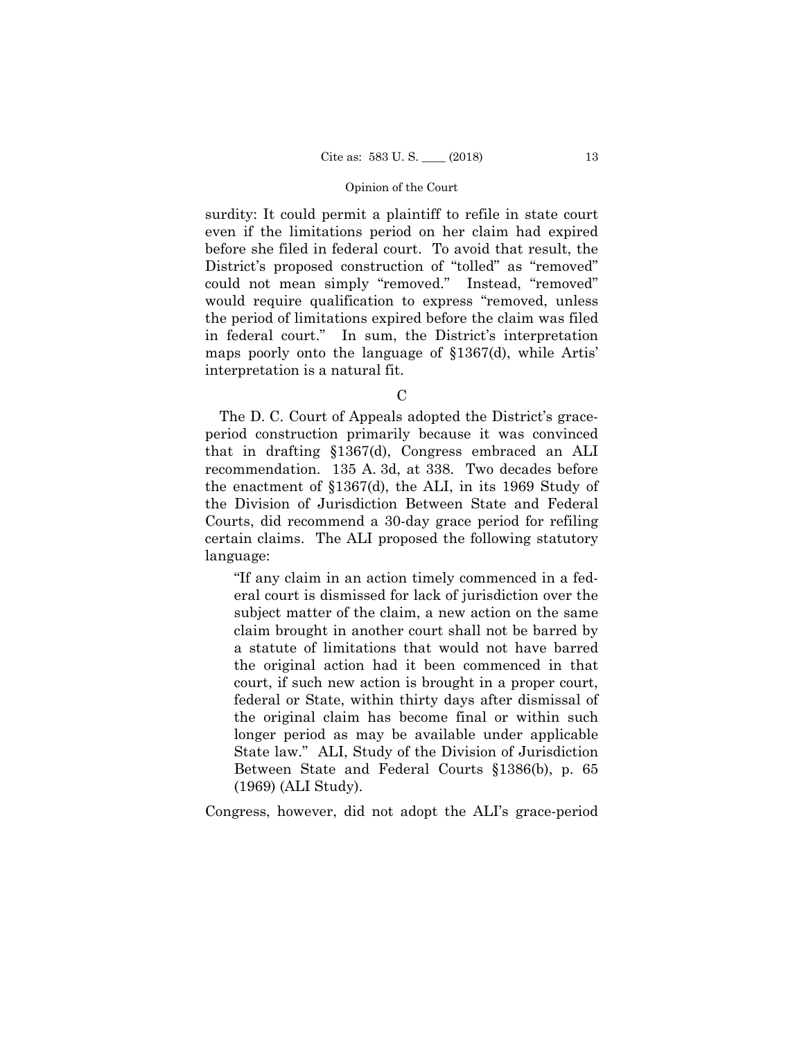surdity: It could permit a plaintiff to refile in state court even if the limitations period on her claim had expired before she filed in federal court. To avoid that result, the District's proposed construction of "tolled" as "removed" could not mean simply "removed." Instead, "removed" would require qualification to express "removed, unless the period of limitations expired before the claim was filed in federal court." In sum, the District's interpretation maps poorly onto the language of §1367(d), while Artis' interpretation is a natural fit.

### C

The D. C. Court of Appeals adopted the District's grace-period construction primarily because it was convinced that in drafting §1367(d), Congress embraced an ALI recommendation. 135 A. 3d, at 338. Two decades before the enactment of §1367(d), the ALI, in its 1969 Study of the Division of Jurisdiction Between State and Federal Courts, did recommend a 30-day grace period for refiling certain claims. The ALI proposed the following statutory language:

> "If any claim in an action timely commenced in a federal court is dismissed for lack of jurisdiction over the subject matter of the claim, a new action on the same claim brought in another court shall not be barred by a statute of limitations that would not have barred the original action had it been commenced in that court, if such new action is brought in a proper court, federal or State, within thirty days after dismissal of the original claim has become final or within such longer period as may be available under applicable State law." ALI, Study of the Division of Jurisdiction Between State and Federal Courts §1386(b), p. 65 (1969) (ALI Study).

Congress, however, did not adopt the ALI's grace-period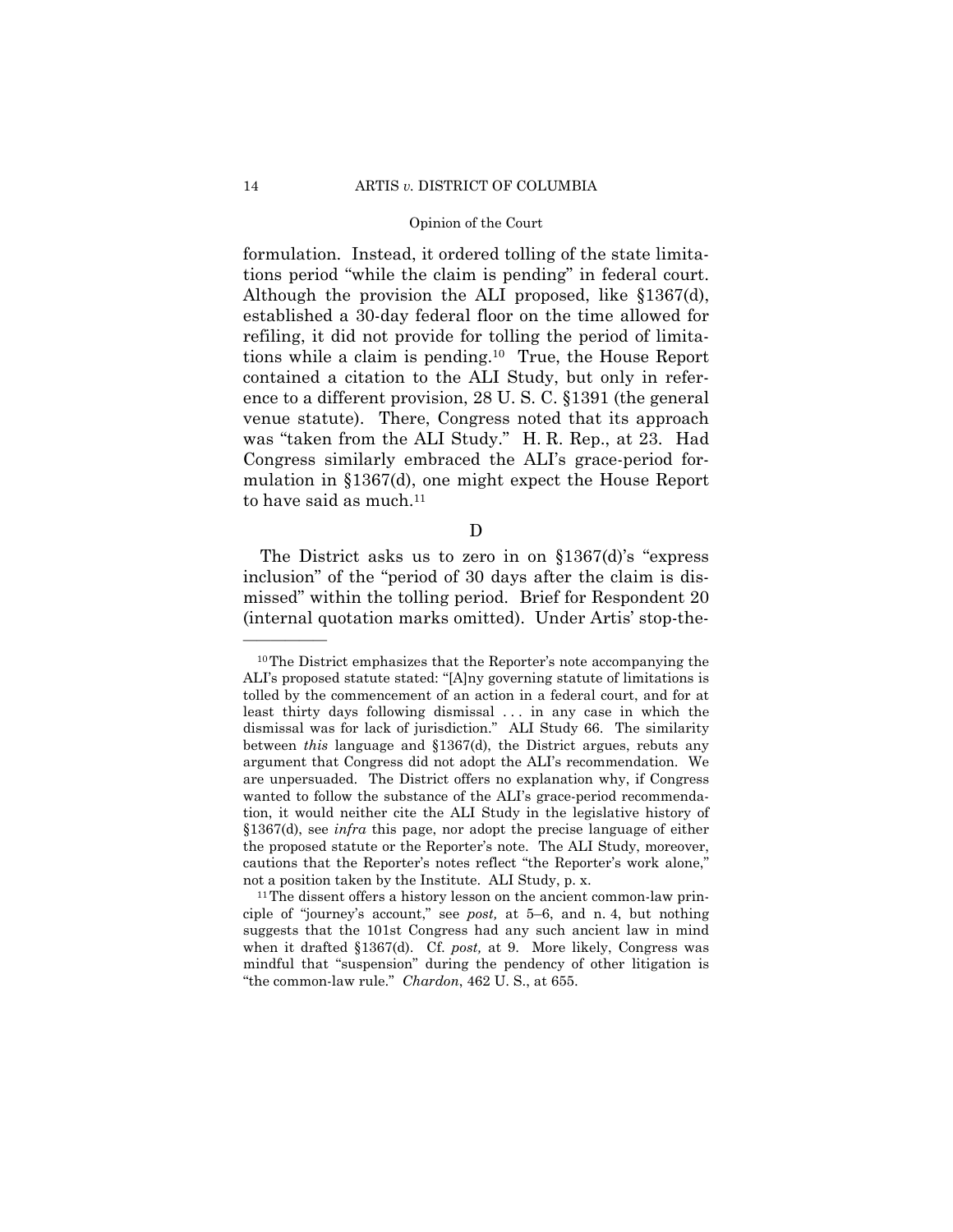formulation. Instead, it ordered tolling of the state limitations period "while the claim is pending" in federal court. Although the provision the ALI proposed, like §1367(d), established a 30-day federal floor on the time allowed for refiling, it did not provide for tolling the period of limitations while a claim is pending.[10] True, the House Report contained a citation to the ALI Study, but only in reference to a different provision, 28 U. S. C. §1391 (the general venue statute). There, Congress noted that its approach was "taken from the ALI Study." H. R. Rep., at 23. Had Congress similarly embraced the ALI's grace-period formulation in §1367(d), one might expect the House Report to have said as much.[11]

D

The District asks us to zero in on §1367(d)'s "express inclusion" of the "period of 30 days after the claim is dismissed" within the tolling period. Brief for Respondent 20 (internal quotation marks omitted). Under Artis' stop-the-

---

[10] The District emphasizes that the Reporter's note accompanying the ALI's proposed statute stated: "[A]ny governing statute of limitations is tolled by the commencement of an action in a federal court, and for at least thirty days following dismissal . . . in any case in which the dismissal was for lack of jurisdiction." ALI Study 66. The similarity between *this* language and §1367(d), the District argues, rebuts any argument that Congress did not adopt the ALI's recommendation. We are unpersuaded. The District offers no explanation why, if Congress wanted to follow the substance of the ALI's grace-period recommendation, it would neither cite the ALI Study in the legislative history of §1367(d), see *infra* this page, nor adopt the precise language of either the proposed statute or the Reporter's note. The ALI Study, moreover, cautions that the Reporter's notes reflect "the Reporter's work alone," not a position taken by the Institute. ALI Study, p. x.

[11] The dissent offers a history lesson on the ancient common-law principle of "journey's account," see *post,* at 5–6, and n. 4, but nothing suggests that the 101st Congress had any such ancient law in mind when it drafted §1367(d). Cf. *post,* at 9. More likely, Congress was mindful that "suspension" during the pendency of other litigation is "the common-law rule." *Chardon*, 462 U. S., at 655.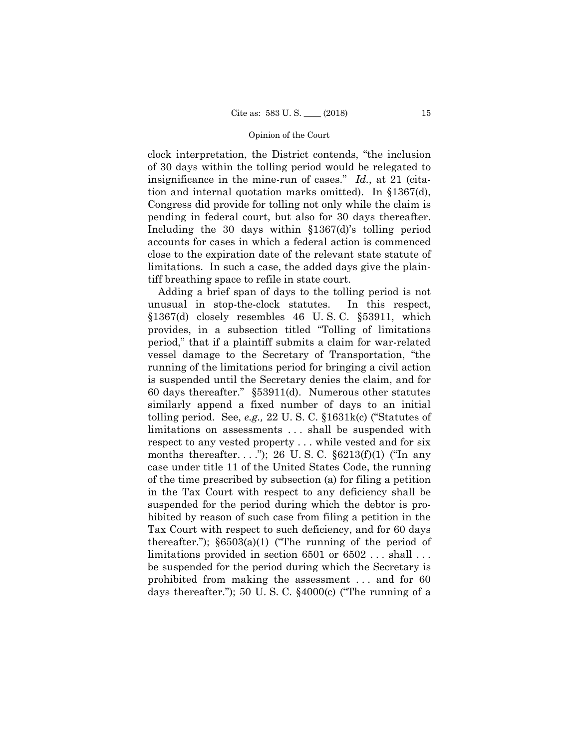clock interpretation, the District contends, "the inclusion of 30 days within the tolling period would be relegated to insignificance in the mine-run of cases." *Id.*, at 21 (citation and internal quotation marks omitted). In §1367(d), Congress did provide for tolling not only while the claim is pending in federal court, but also for 30 days thereafter. Including the 30 days within §1367(d)'s tolling period accounts for cases in which a federal action is commenced close to the expiration date of the relevant state statute of limitations. In such a case, the added days give the plaintiff breathing space to refile in state court.

Adding a brief span of days to the tolling period is not unusual in stop-the-clock statutes. In this respect, §1367(d) closely resembles 46 U. S. C. §53911, which provides, in a subsection titled "Tolling of limitations period," that if a plaintiff submits a claim for war-related vessel damage to the Secretary of Transportation, "the running of the limitations period for bringing a civil action is suspended until the Secretary denies the claim, and for 60 days thereafter." §53911(d). Numerous other statutes similarly append a fixed number of days to an initial tolling period. See, *e.g.,* 22 U. S. C. §1631k(c) ("Statutes of limitations on assessments . . . shall be suspended with respect to any vested property . . . while vested and for six months thereafter. . . ."); 26 U. S. C. §6213(f)(1) ("In any case under title 11 of the United States Code, the running of the time prescribed by subsection (a) for filing a petition in the Tax Court with respect to any deficiency shall be suspended for the period during which the debtor is prohibited by reason of such case from filing a petition in the Tax Court with respect to such deficiency, and for 60 days thereafter."); §6503(a)(1) ("The running of the period of limitations provided in section 6501 or 6502 . . . shall . . . be suspended for the period during which the Secretary is prohibited from making the assessment . . . and for 60 days thereafter."); 50 U. S. C. §4000(c) ("The running of a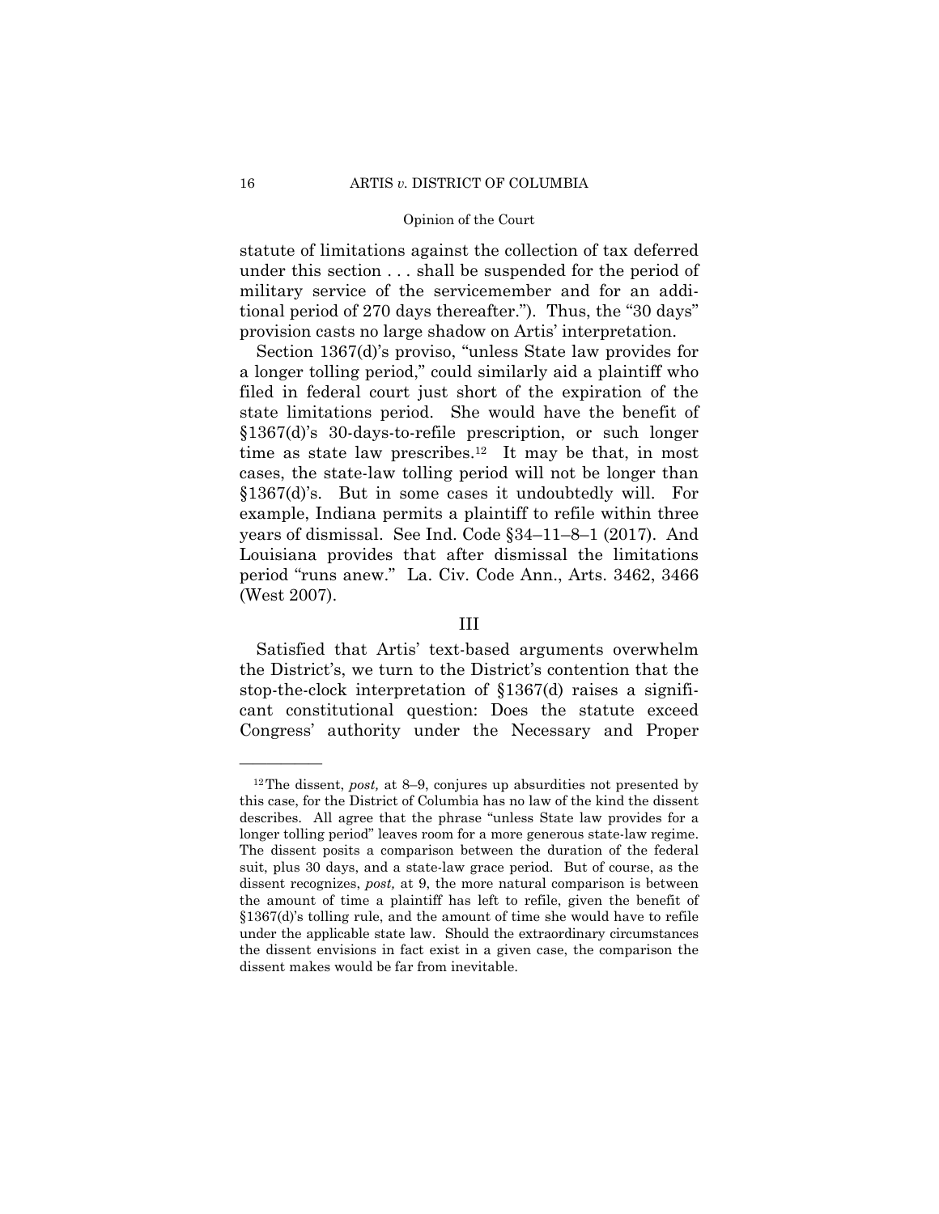statute of limitations against the collection of tax deferred under this section . . . shall be suspended for the period of military service of the servicemember and for an additional period of 270 days thereafter."). Thus, the "30 days" provision casts no large shadow on Artis' interpretation.

Section 1367(d)'s proviso, "unless State law provides for a longer tolling period," could similarly aid a plaintiff who filed in federal court just short of the expiration of the state limitations period. She would have the benefit of §1367(d)'s 30-days-to-refile prescription, or such longer time as state law prescribes.[12] It may be that, in most cases, the state-law tolling period will not be longer than §1367(d)'s. But in some cases it undoubtedly will. For example, Indiana permits a plaintiff to refile within three years of dismissal. See Ind. Code §34–11–8–1 (2017). And Louisiana provides that after dismissal the limitations period "runs anew." La. Civ. Code Ann., Arts. 3462, 3466 (West 2007).

## III

Satisfied that Artis' text-based arguments overwhelm the District's, we turn to the District's contention that the stop-the-clock interpretation of §1367(d) raises a significant constitutional question: Does the statute exceed Congress' authority under the Necessary and Proper

---

[12] The dissent, *post,* at 8–9, conjures up absurdities not presented by this case, for the District of Columbia has no law of the kind the dissent describes. All agree that the phrase "unless State law provides for a longer tolling period" leaves room for a more generous state-law regime. The dissent posits a comparison between the duration of the federal suit, plus 30 days, and a state-law grace period. But of course, as the dissent recognizes, *post,* at 9, the more natural comparison is between the amount of time a plaintiff has left to refile, given the benefit of §1367(d)'s tolling rule, and the amount of time she would have to refile under the applicable state law. Should the extraordinary circumstances the dissent envisions in fact exist in a given case, the comparison the dissent makes would be far from inevitable.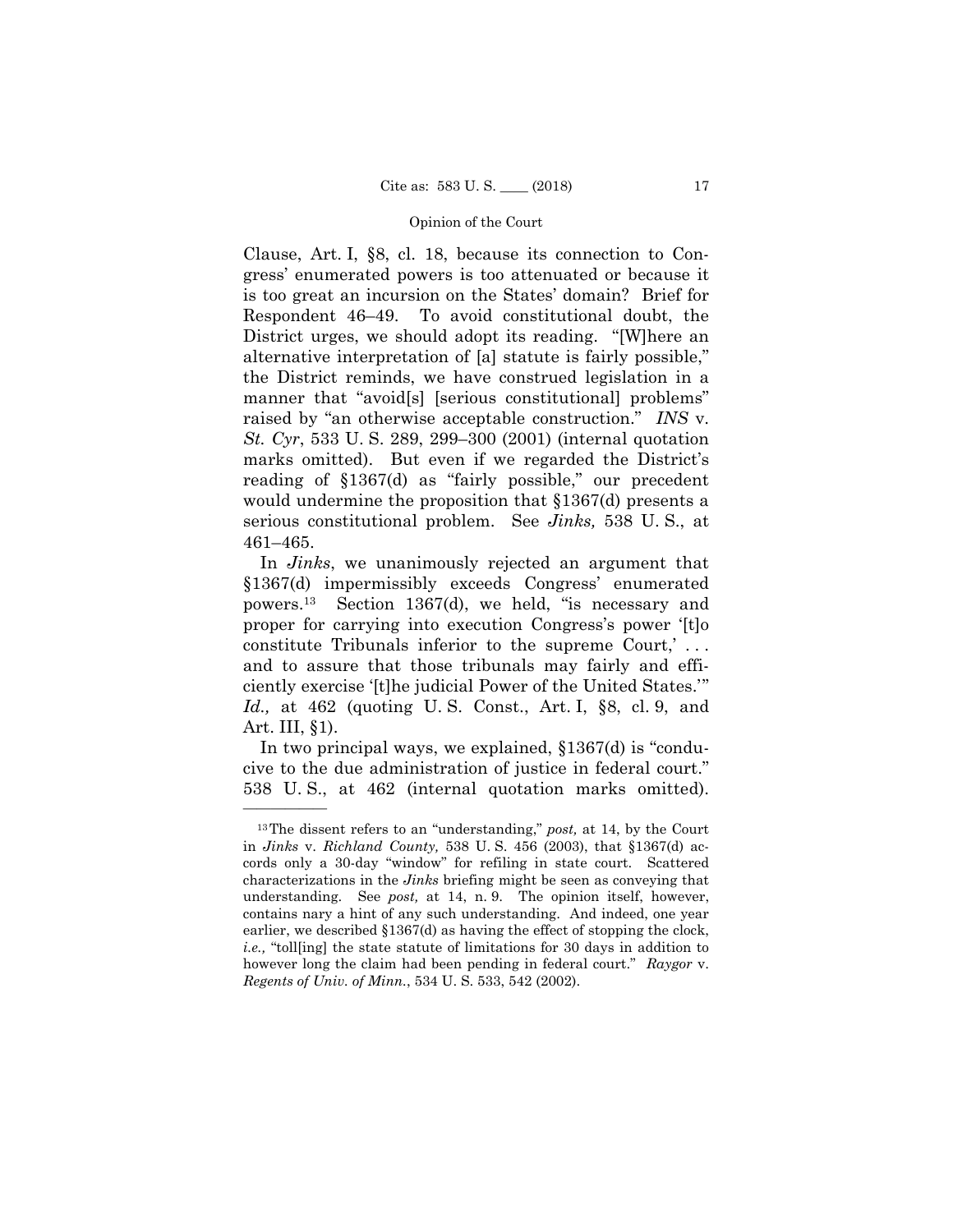Clause, Art. I, §8, cl. 18, because its connection to Congress' enumerated powers is too attenuated or because it is too great an incursion on the States' domain? Brief for Respondent 46–49. To avoid constitutional doubt, the District urges, we should adopt its reading. "[W]here an alternative interpretation of [a] statute is fairly possible," the District reminds, we have construed legislation in a manner that "avoid[s] [serious constitutional] problems" raised by "an otherwise acceptable construction." *INS* v. *St. Cyr*, 533 U. S. 289, 299–300 (2001) (internal quotation marks omitted). But even if we regarded the District's reading of §1367(d) as "fairly possible," our precedent would undermine the proposition that §1367(d) presents a serious constitutional problem. See *Jinks,* 538 U. S., at 461–465.

In *Jinks*, we unanimously rejected an argument that §1367(d) impermissibly exceeds Congress' enumerated powers.[13] Section 1367(d), we held, "is necessary and proper for carrying into execution Congress's power '[t]o constitute Tribunals inferior to the supreme Court,' . . . and to assure that those tribunals may fairly and efficiently exercise '[t]he judicial Power of the United States.'" *Id.,* at 462 (quoting U. S. Const., Art. I, §8, cl. 9, and Art. III, §1).

In two principal ways, we explained, §1367(d) is "conducive to the due administration of justice in federal court." 538 U. S., at 462 (internal quotation marks omitted).

---

[13] The dissent refers to an "understanding," *post,* at 14, by the Court in *Jinks* v. *Richland County,* 538 U. S. 456 (2003), that §1367(d) accords only a 30-day "window" for refiling in state court. Scattered characterizations in the *Jinks* briefing might be seen as conveying that understanding. See *post,* at 14, n. 9. The opinion itself, however, contains nary a hint of any such understanding. And indeed, one year earlier, we described §1367(d) as having the effect of stopping the clock, *i.e.,* "toll[ing] the state statute of limitations for 30 days in addition to however long the claim had been pending in federal court." *Raygor* v. *Regents of Univ. of Minn.*, 534 U. S. 533, 542 (2002).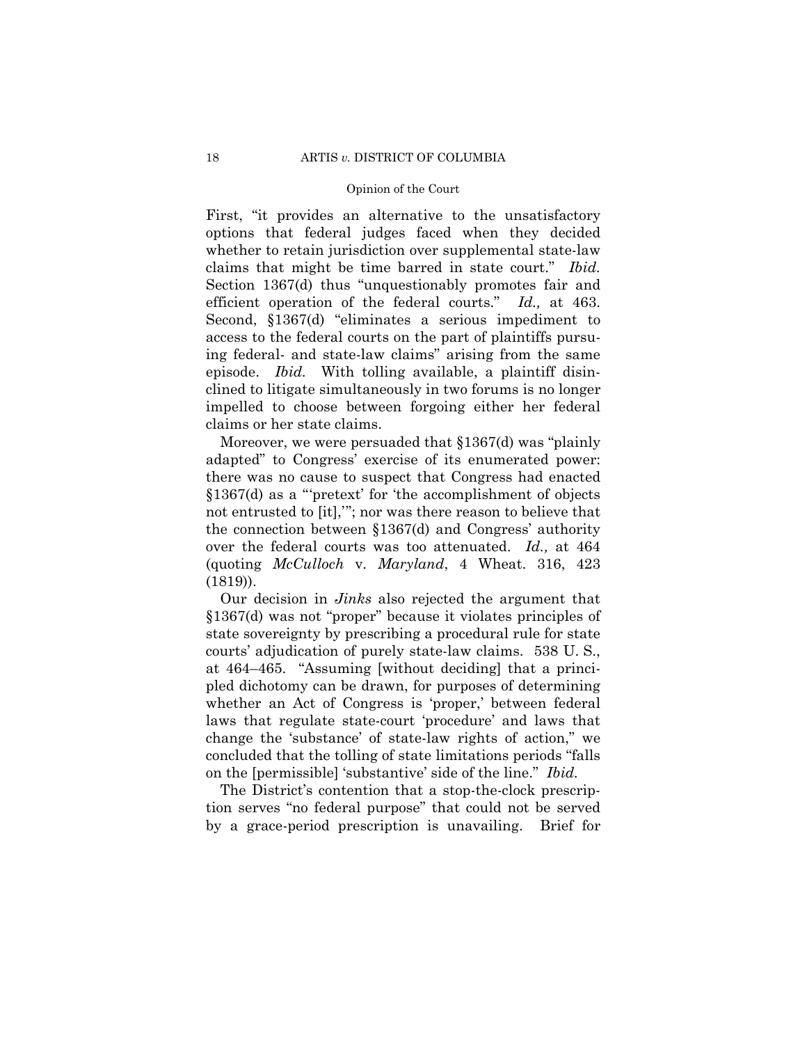First, "it provides an alternative to the unsatisfactory options that federal judges faced when they decided whether to retain jurisdiction over supplemental state-law claims that might be time barred in state court." *Ibid.* Section 1367(d) thus "unquestionably promotes fair and efficient operation of the federal courts." *Id.,* at 463. Second, §1367(d) "eliminates a serious impediment to access to the federal courts on the part of plaintiffs pursuing federal- and state-law claims" arising from the same episode. *Ibid.* With tolling available, a plaintiff disinclined to litigate simultaneously in two forums is no longer impelled to choose between forgoing either her federal claims or her state claims.

Moreover, we were persuaded that §1367(d) was "plainly adapted" to Congress' exercise of its enumerated power: there was no cause to suspect that Congress had enacted §1367(d) as a "'pretext' for 'the accomplishment of objects not entrusted to [it],'"; nor was there reason to believe that the connection between §1367(d) and Congress' authority over the federal courts was too attenuated. *Id.,* at 464 (quoting *McCulloch* v. *Maryland*, 4 Wheat. 316, 423 (1819)).

Our decision in *Jinks* also rejected the argument that §1367(d) was not "proper" because it violates principles of state sovereignty by prescribing a procedural rule for state courts' adjudication of purely state-law claims. 538 U. S., at 464–465. "Assuming [without deciding] that a principled dichotomy can be drawn, for purposes of determining whether an Act of Congress is 'proper,' between federal laws that regulate state-court 'procedure' and laws that change the 'substance' of state-law rights of action," we concluded that the tolling of state limitations periods "falls on the [permissible] 'substantive' side of the line." *Ibid.*

The District's contention that a stop-the-clock prescription serves "no federal purpose" that could not be served by a grace-period prescription is unavailing. Brief for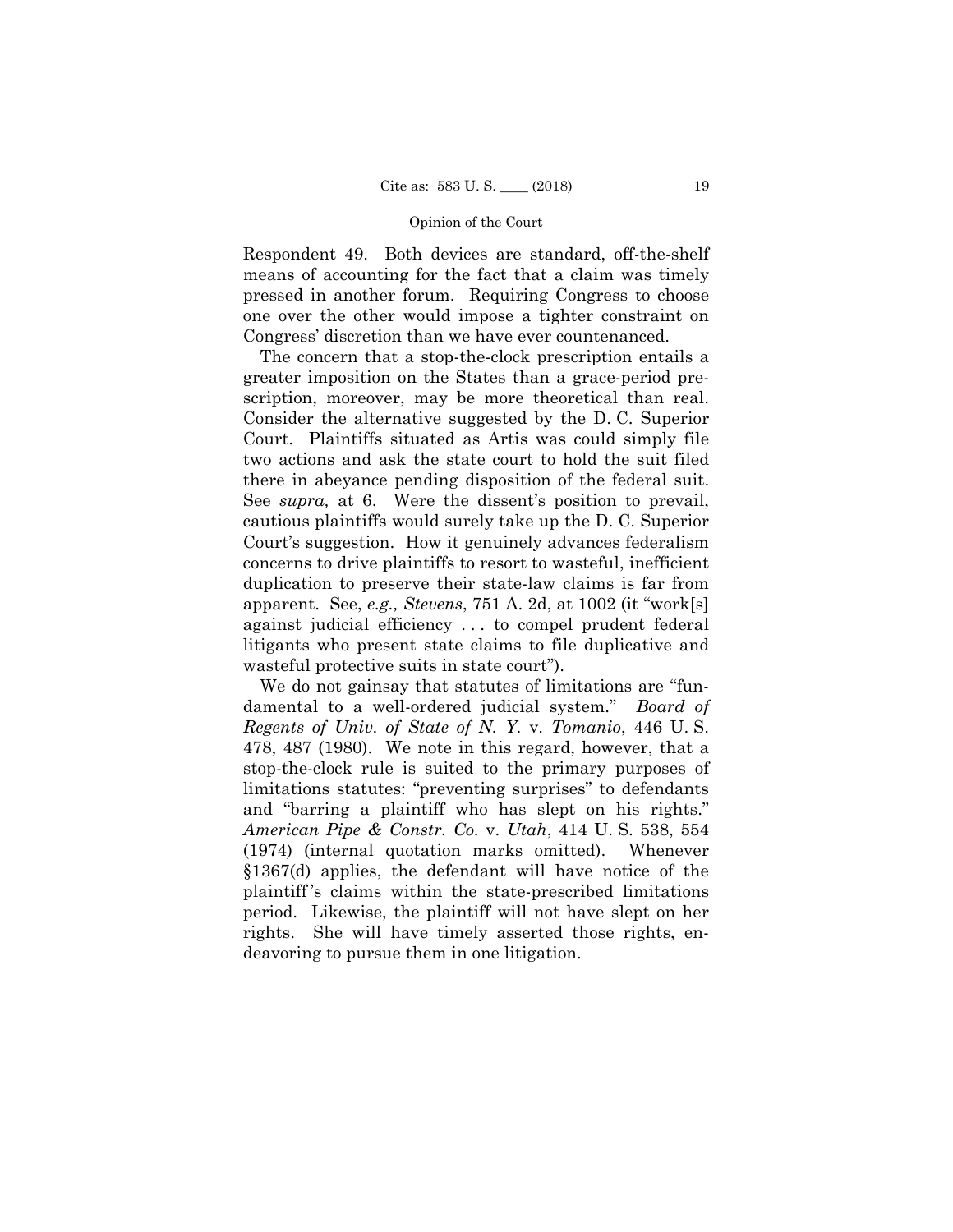Respondent 49. Both devices are standard, off-the-shelf means of accounting for the fact that a claim was timely pressed in another forum. Requiring Congress to choose one over the other would impose a tighter constraint on Congress' discretion than we have ever countenanced.

The concern that a stop-the-clock prescription entails a greater imposition on the States than a grace-period prescription, moreover, may be more theoretical than real. Consider the alternative suggested by the D. C. Superior Court. Plaintiffs situated as Artis was could simply file two actions and ask the state court to hold the suit filed there in abeyance pending disposition of the federal suit. See *supra,* at 6. Were the dissent's position to prevail, cautious plaintiffs would surely take up the D. C. Superior Court's suggestion. How it genuinely advances federalism concerns to drive plaintiffs to resort to wasteful, inefficient duplication to preserve their state-law claims is far from apparent. See, *e.g., Stevens*, 751 A. 2d, at 1002 (it "work[s] against judicial efficiency . . . to compel prudent federal litigants who present state claims to file duplicative and wasteful protective suits in state court").

We do not gainsay that statutes of limitations are "fundamental to a well-ordered judicial system." *Board of Regents of Univ. of State of N. Y.* v. *Tomanio*, 446 U. S. 478, 487 (1980). We note in this regard, however, that a stop-the-clock rule is suited to the primary purposes of limitations statutes: "preventing surprises" to defendants and "barring a plaintiff who has slept on his rights." *American Pipe & Constr. Co.* v. *Utah*, 414 U. S. 538, 554 (1974) (internal quotation marks omitted). Whenever §1367(d) applies, the defendant will have notice of the plaintiff's claims within the state-prescribed limitations period. Likewise, the plaintiff will not have slept on her rights. She will have timely asserted those rights, endeavoring to pursue them in one litigation.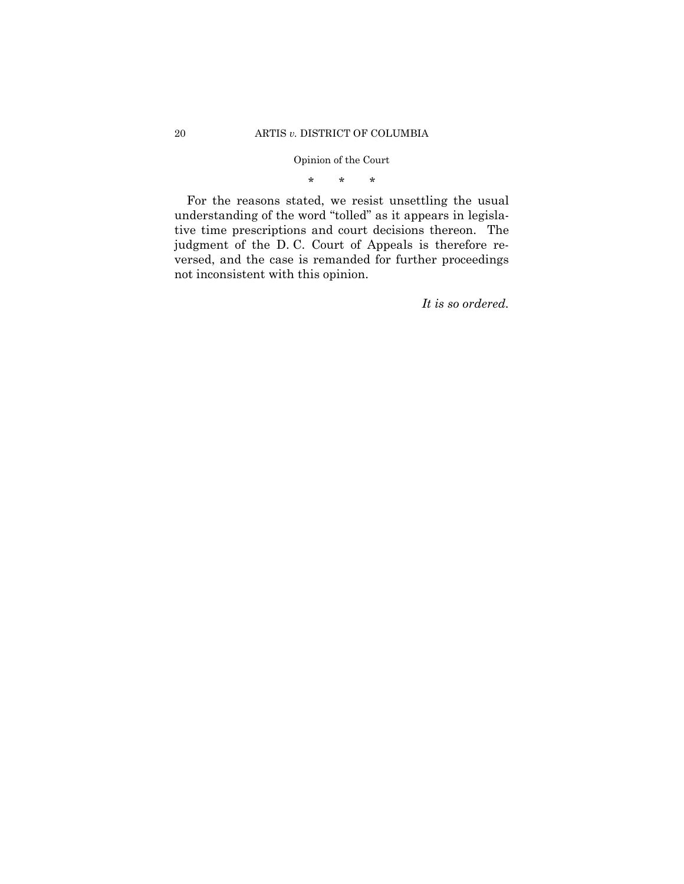\*      \*      \*

For the reasons stated, we resist unsettling the usual understanding of the word "tolled" as it appears in legislative time prescriptions and court decisions thereon. The judgment of the D. C. Court of Appeals is therefore reversed, and the case is remanded for further proceedings not inconsistent with this opinion.

*It is so ordered.*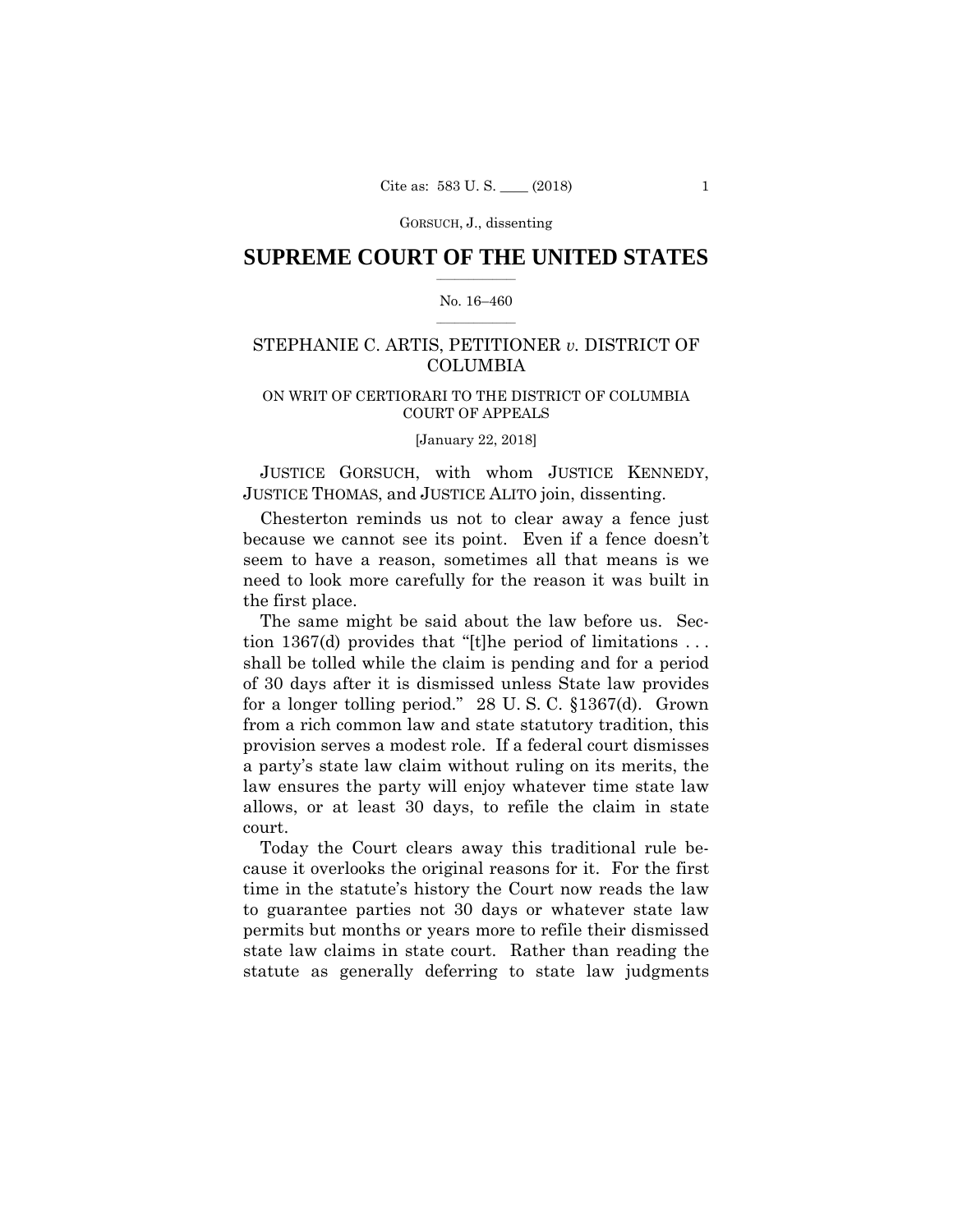# SUPREME COURT OF THE UNITED STATES

No. 16–460

STEPHANIE C. ARTIS, PETITIONER *v.* DISTRICT OF COLUMBIA

ON WRIT OF CERTIORARI TO THE DISTRICT OF COLUMBIA COURT OF APPEALS

[January 22, 2018]

JUSTICE GORSUCH, with whom JUSTICE KENNEDY, JUSTICE THOMAS, and JUSTICE ALITO join, dissenting.

Chesterton reminds us not to clear away a fence just because we cannot see its point. Even if a fence doesn't seem to have a reason, sometimes all that means is we need to look more carefully for the reason it was built in the first place.

The same might be said about the law before us. Section 1367(d) provides that "[t]he period of limitations . . . shall be tolled while the claim is pending and for a period of 30 days after it is dismissed unless State law provides for a longer tolling period." 28 U. S. C. §1367(d). Grown from a rich common law and state statutory tradition, this provision serves a modest role. If a federal court dismisses a party's state law claim without ruling on its merits, the law ensures the party will enjoy whatever time state law allows, or at least 30 days, to refile the claim in state court.

Today the Court clears away this traditional rule because it overlooks the original reasons for it. For the first time in the statute's history the Court now reads the law to guarantee parties not 30 days or whatever state law permits but months or years more to refile their dismissed state law claims in state court. Rather than reading the statute as generally deferring to state law judgments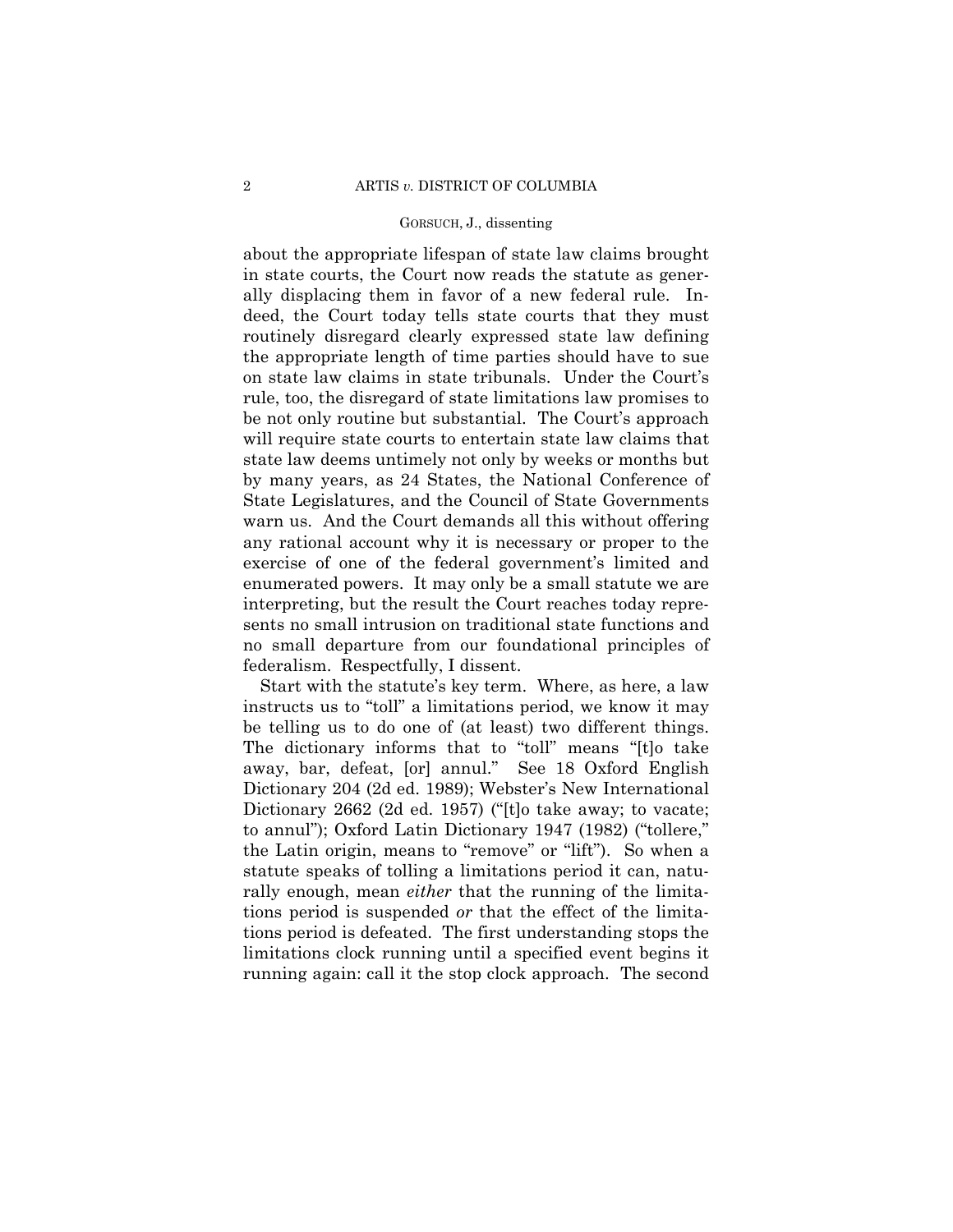about the appropriate lifespan of state law claims brought in state courts, the Court now reads the statute as generally displacing them in favor of a new federal rule. Indeed, the Court today tells state courts that they must routinely disregard clearly expressed state law defining the appropriate length of time parties should have to sue on state law claims in state tribunals. Under the Court's rule, too, the disregard of state limitations law promises to be not only routine but substantial. The Court's approach will require state courts to entertain state law claims that state law deems untimely not only by weeks or months but by many years, as 24 States, the National Conference of State Legislatures, and the Council of State Governments warn us. And the Court demands all this without offering any rational account why it is necessary or proper to the exercise of one of the federal government's limited and enumerated powers. It may only be a small statute we are interpreting, but the result the Court reaches today represents no small intrusion on traditional state functions and no small departure from our foundational principles of federalism. Respectfully, I dissent.

Start with the statute's key term. Where, as here, a law instructs us to "toll" a limitations period, we know it may be telling us to do one of (at least) two different things. The dictionary informs that to "toll" means "[t]o take away, bar, defeat, [or] annul." See 18 Oxford English Dictionary 204 (2d ed. 1989); Webster's New International Dictionary 2662 (2d ed. 1957) ("[t]o take away; to vacate; to annul"); Oxford Latin Dictionary 1947 (1982) ("tollere," the Latin origin, means to "remove" or "lift"). So when a statute speaks of tolling a limitations period it can, naturally enough, mean *either* that the running of the limitations period is suspended *or* that the effect of the limitations period is defeated. The first understanding stops the limitations clock running until a specified event begins it running again: call it the stop clock approach. The second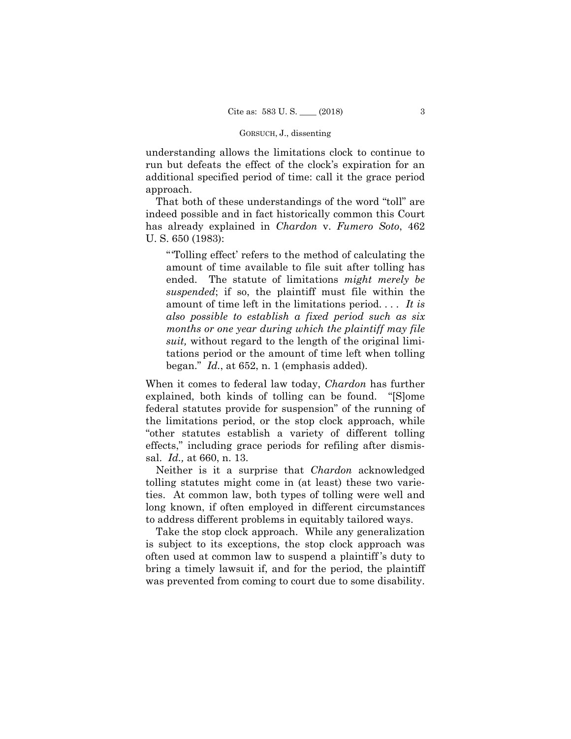understanding allows the limitations clock to continue to run but defeats the effect of the clock's expiration for an additional specified period of time: call it the grace period approach.

That both of these understandings of the word "toll" are indeed possible and in fact historically common this Court has already explained in *Chardon* v. *Fumero Soto*, 462 U. S. 650 (1983):

> "'Tolling effect' refers to the method of calculating the amount of time available to file suit after tolling has ended. The statute of limitations *might merely be suspended*; if so, the plaintiff must file within the amount of time left in the limitations period. . . . *It is also possible to establish a fixed period such as six months or one year during which the plaintiff may file suit,* without regard to the length of the original limitations period or the amount of time left when tolling began." *Id.*, at 652, n. 1 (emphasis added).

When it comes to federal law today, *Chardon* has further explained, both kinds of tolling can be found. "[S]ome federal statutes provide for suspension" of the running of the limitations period, or the stop clock approach, while "other statutes establish a variety of different tolling effects," including grace periods for refiling after dismissal. *Id.,* at 660, n. 13.

Neither is it a surprise that *Chardon* acknowledged tolling statutes might come in (at least) these two varieties. At common law, both types of tolling were well and long known, if often employed in different circumstances to address different problems in equitably tailored ways.

Take the stop clock approach. While any generalization is subject to its exceptions, the stop clock approach was often used at common law to suspend a plaintiff's duty to bring a timely lawsuit if, and for the period, the plaintiff was prevented from coming to court due to some disability.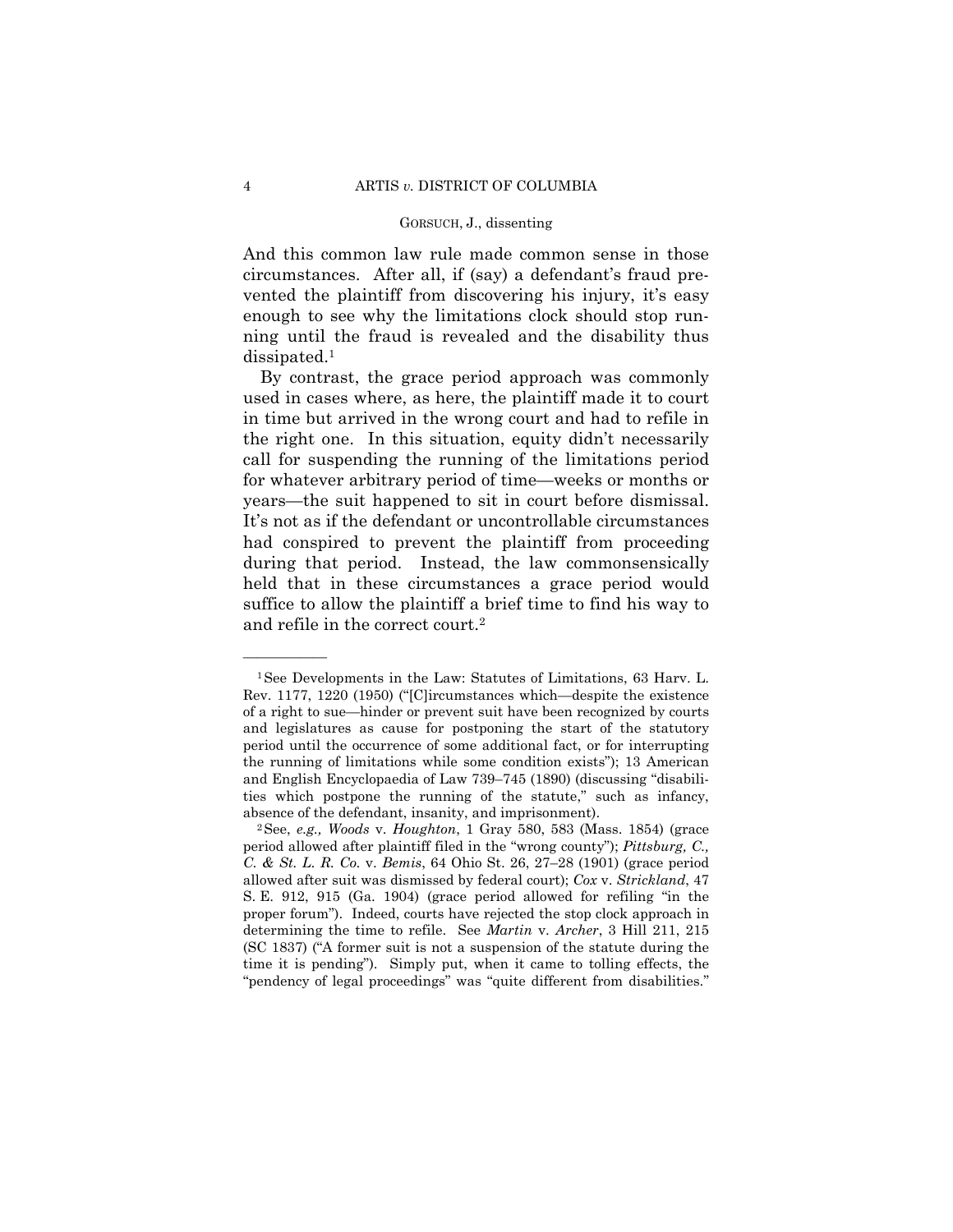And this common law rule made common sense in those circumstances. After all, if (say) a defendant's fraud prevented the plaintiff from discovering his injury, it's easy enough to see why the limitations clock should stop running until the fraud is revealed and the disability thus dissipated.[1]

By contrast, the grace period approach was commonly used in cases where, as here, the plaintiff made it to court in time but arrived in the wrong court and had to refile in the right one. In this situation, equity didn't necessarily call for suspending the running of the limitations period for whatever arbitrary period of time—weeks or months or years—the suit happened to sit in court before dismissal. It's not as if the defendant or uncontrollable circumstances had conspired to prevent the plaintiff from proceeding during that period. Instead, the law commonsensically held that in these circumstances a grace period would suffice to allow the plaintiff a brief time to find his way to and refile in the correct court.[2]

---

[1] See Developments in the Law: Statutes of Limitations, 63 Harv. L. Rev. 1177, 1220 (1950) ("[C]ircumstances which—despite the existence of a right to sue—hinder or prevent suit have been recognized by courts and legislatures as cause for postponing the start of the statutory period until the occurrence of some additional fact, or for interrupting the running of limitations while some condition exists"); 13 American and English Encyclopaedia of Law 739–745 (1890) (discussing "disabilities which postpone the running of the statute," such as infancy, absence of the defendant, insanity, and imprisonment).

[2] See, *e.g., Woods* v. *Houghton*, 1 Gray 580, 583 (Mass. 1854) (grace period allowed after plaintiff filed in the "wrong county"); *Pittsburg, C., C. & St. L. R. Co.* v. *Bemis*, 64 Ohio St. 26, 27–28 (1901) (grace period allowed after suit was dismissed by federal court); *Cox* v. *Strickland*, 47 S. E. 912, 915 (Ga. 1904) (grace period allowed for refiling "in the proper forum"). Indeed, courts have rejected the stop clock approach in determining the time to refile. See *Martin* v. *Archer*, 3 Hill 211, 215 (SC 1837) ("A former suit is not a suspension of the statute during the time it is pending"). Simply put, when it came to tolling effects, the "pendency of legal proceedings" was "quite different from disabilities."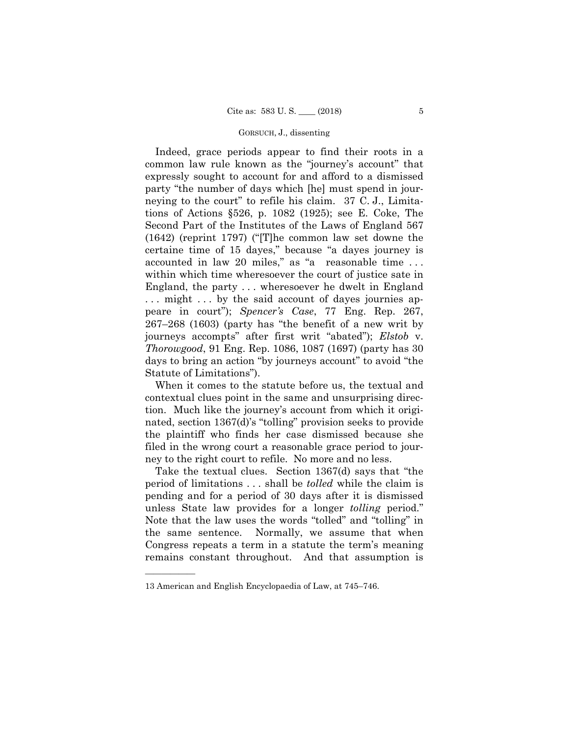Indeed, grace periods appear to find their roots in a common law rule known as the "journey's account" that expressly sought to account for and afford to a dismissed party "the number of days which [he] must spend in journeying to the court" to refile his claim. 37 C. J., Limitations of Actions §526, p. 1082 (1925); see E. Coke, The Second Part of the Institutes of the Laws of England 567 (1642) (reprint 1797) ("[T]he common law set downe the certaine time of 15 dayes," because "a dayes journey is accounted in law 20 miles," as "a reasonable time . . . within which time wheresoever the court of justice sate in England, the party . . . wheresoever he dwelt in England . . . might . . . by the said account of dayes journies appeare in court"); *Spencer's Case*, 77 Eng. Rep. 267, 267–268 (1603) (party has "the benefit of a new writ by journeys accompts" after first writ "abated"); *Elstob* v. *Thorowgood*, 91 Eng. Rep. 1086, 1087 (1697) (party has 30 days to bring an action "by journeys account" to avoid "the Statute of Limitations").

When it comes to the statute before us, the textual and contextual clues point in the same and unsurprising direction. Much like the journey's account from which it originated, section 1367(d)'s "tolling" provision seeks to provide the plaintiff who finds her case dismissed because she filed in the wrong court a reasonable grace period to journey to the right court to refile. No more and no less.

Take the textual clues. Section 1367(d) says that "the period of limitations . . . shall be *tolled* while the claim is pending and for a period of 30 days after it is dismissed unless State law provides for a longer *tolling* period." Note that the law uses the words "tolled" and "tolling" in the same sentence. Normally, we assume that when Congress repeats a term in a statute the term's meaning remains constant throughout. And that assumption is

---

13 American and English Encyclopaedia of Law, at 745–746.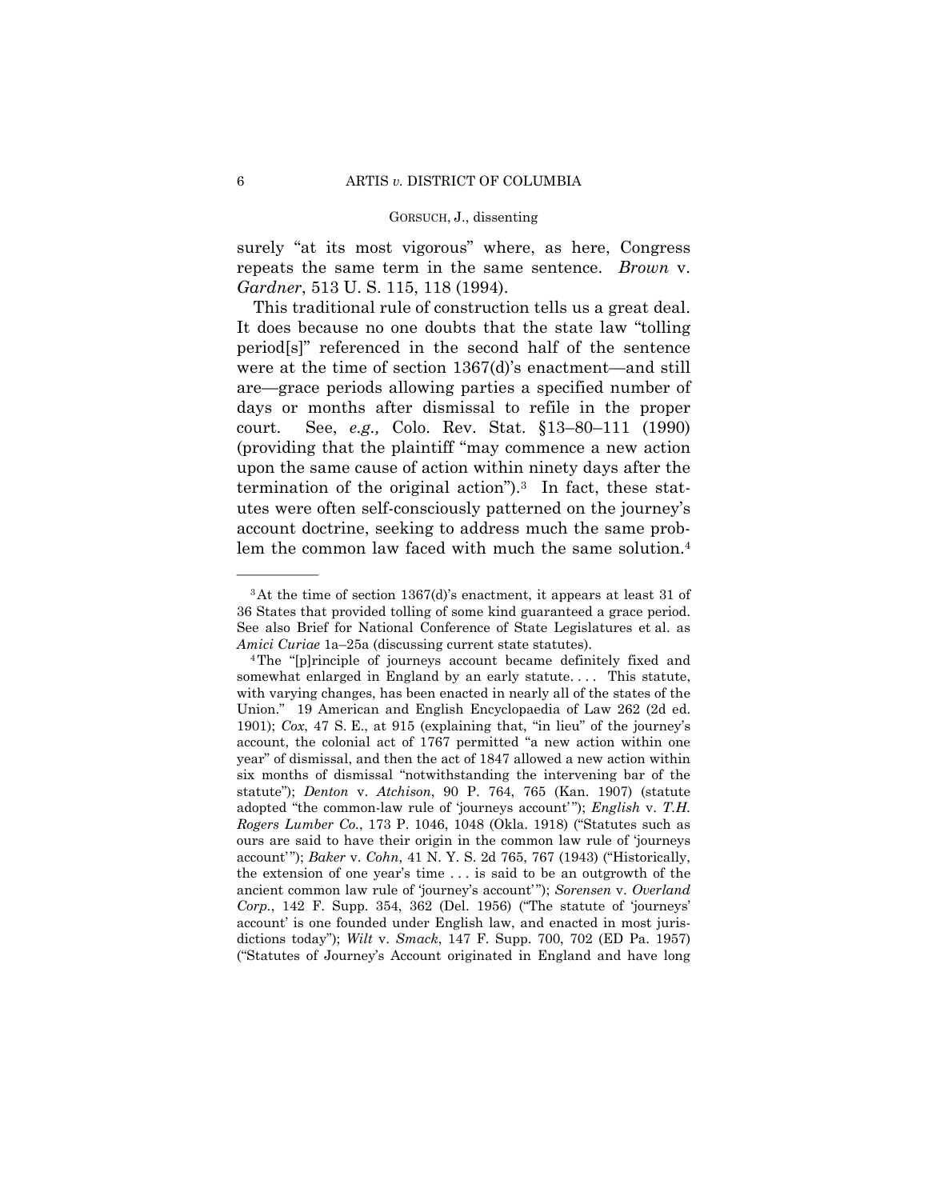surely "at its most vigorous" where, as here, Congress repeats the same term in the same sentence. *Brown* v. *Gardner*, 513 U. S. 115, 118 (1994).

This traditional rule of construction tells us a great deal. It does because no one doubts that the state law "tolling period[s]" referenced in the second half of the sentence were at the time of section 1367(d)'s enactment—and still are—grace periods allowing parties a specified number of days or months after dismissal to refile in the proper court. See, *e.g.,* Colo. Rev. Stat. §13–80–111 (1990) (providing that the plaintiff "may commence a new action upon the same cause of action within ninety days after the termination of the original action").[3] In fact, these statutes were often self-consciously patterned on the journey's account doctrine, seeking to address much the same problem the common law faced with much the same solution.[4]

---

[3] At the time of section 1367(d)'s enactment, it appears at least 31 of 36 States that provided tolling of some kind guaranteed a grace period. See also Brief for National Conference of State Legislatures et al. as *Amici Curiae* 1a–25a (discussing current state statutes).

[4] The "[p]rinciple of journeys account became definitely fixed and somewhat enlarged in England by an early statute. . . . This statute, with varying changes, has been enacted in nearly all of the states of the Union." 19 American and English Encyclopaedia of Law 262 (2d ed. 1901); *Cox*, 47 S. E., at 915 (explaining that, "in lieu" of the journey's account, the colonial act of 1767 permitted "a new action within one year" of dismissal, and then the act of 1847 allowed a new action within six months of dismissal "notwithstanding the intervening bar of the statute"); *Denton* v. *Atchison*, 90 P. 764, 765 (Kan. 1907) (statute adopted "the common-law rule of 'journeys account'"); *English* v. *T.H. Rogers Lumber Co.*, 173 P. 1046, 1048 (Okla. 1918) ("Statutes such as ours are said to have their origin in the common law rule of 'journeys account'"); *Baker* v. *Cohn*, 41 N. Y. S. 2d 765, 767 (1943) ("Historically, the extension of one year's time . . . is said to be an outgrowth of the ancient common law rule of 'journey's account'"); *Sorensen* v. *Overland Corp.*, 142 F. Supp. 354, 362 (Del. 1956) ("The statute of 'journeys' account' is one founded under English law, and enacted in most jurisdictions today"); *Wilt* v. *Smack*, 147 F. Supp. 700, 702 (ED Pa. 1957) ("Statutes of Journey's Account originated in England and have long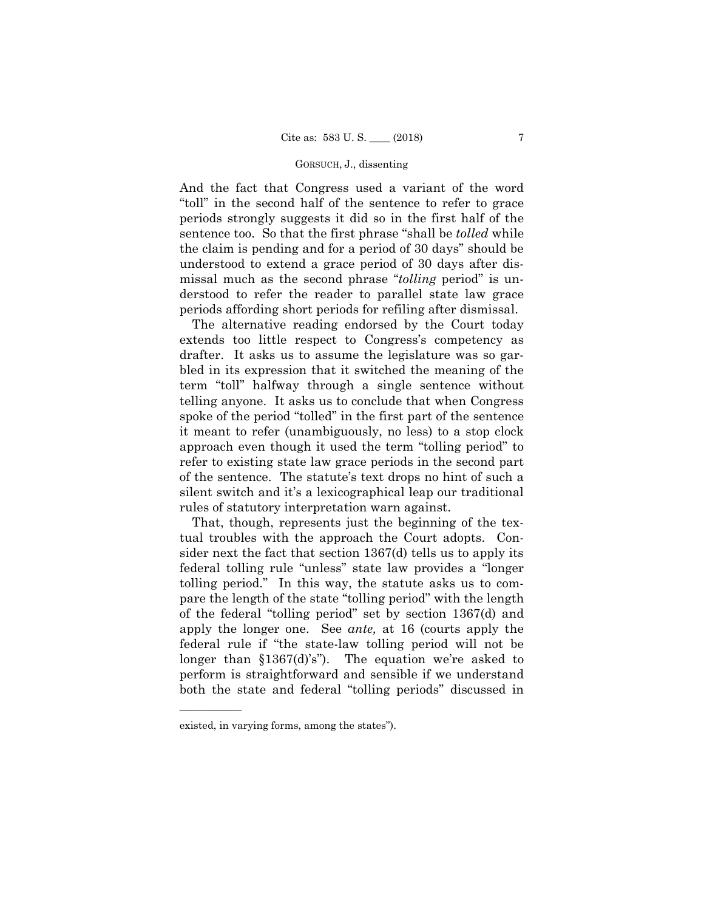And the fact that Congress used a variant of the word "toll" in the second half of the sentence to refer to grace periods strongly suggests it did so in the first half of the sentence too. So that the first phrase "shall be *tolled* while the claim is pending and for a period of 30 days" should be understood to extend a grace period of 30 days after dismissal much as the second phrase "*tolling* period" is understood to refer the reader to parallel state law grace periods affording short periods for refiling after dismissal.

The alternative reading endorsed by the Court today extends too little respect to Congress's competency as drafter. It asks us to assume the legislature was so garbled in its expression that it switched the meaning of the term "toll" halfway through a single sentence without telling anyone. It asks us to conclude that when Congress spoke of the period "tolled" in the first part of the sentence it meant to refer (unambiguously, no less) to a stop clock approach even though it used the term "tolling period" to refer to existing state law grace periods in the second part of the sentence. The statute's text drops no hint of such a silent switch and it's a lexicographical leap our traditional rules of statutory interpretation warn against.

That, though, represents just the beginning of the textual troubles with the approach the Court adopts. Consider next the fact that section 1367(d) tells us to apply its federal tolling rule "unless" state law provides a "longer tolling period." In this way, the statute asks us to compare the length of the state "tolling period" with the length of the federal "tolling period" set by section 1367(d) and apply the longer one. See *ante,* at 16 (courts apply the federal rule if "the state-law tolling period will not be longer than §1367(d)'s"). The equation we're asked to perform is straightforward and sensible if we understand both the state and federal "tolling periods" discussed in

---

existed, in varying forms, among the states").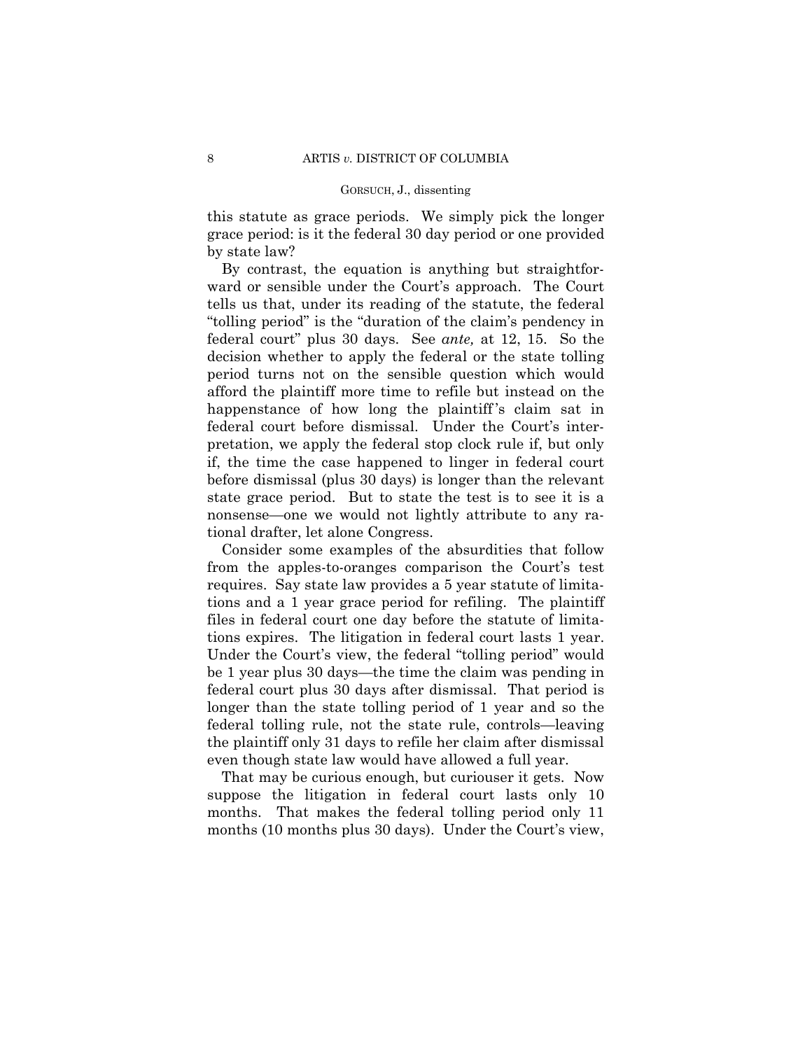this statute as grace periods. We simply pick the longer grace period: is it the federal 30 day period or one provided by state law?

By contrast, the equation is anything but straightforward or sensible under the Court's approach. The Court tells us that, under its reading of the statute, the federal "tolling period" is the "duration of the claim's pendency in federal court" plus 30 days. See *ante,* at 12, 15. So the decision whether to apply the federal or the state tolling period turns not on the sensible question which would afford the plaintiff more time to refile but instead on the happenstance of how long the plaintiff's claim sat in federal court before dismissal. Under the Court's interpretation, we apply the federal stop clock rule if, but only if, the time the case happened to linger in federal court before dismissal (plus 30 days) is longer than the relevant state grace period. But to state the test is to see it is a nonsense—one we would not lightly attribute to any rational drafter, let alone Congress.

Consider some examples of the absurdities that follow from the apples-to-oranges comparison the Court's test requires. Say state law provides a 5 year statute of limitations and a 1 year grace period for refiling. The plaintiff files in federal court one day before the statute of limitations expires. The litigation in federal court lasts 1 year. Under the Court's view, the federal "tolling period" would be 1 year plus 30 days—the time the claim was pending in federal court plus 30 days after dismissal. That period is longer than the state tolling period of 1 year and so the federal tolling rule, not the state rule, controls—leaving the plaintiff only 31 days to refile her claim after dismissal even though state law would have allowed a full year.

That may be curious enough, but curiouser it gets. Now suppose the litigation in federal court lasts only 10 months. That makes the federal tolling period only 11 months (10 months plus 30 days). Under the Court's view,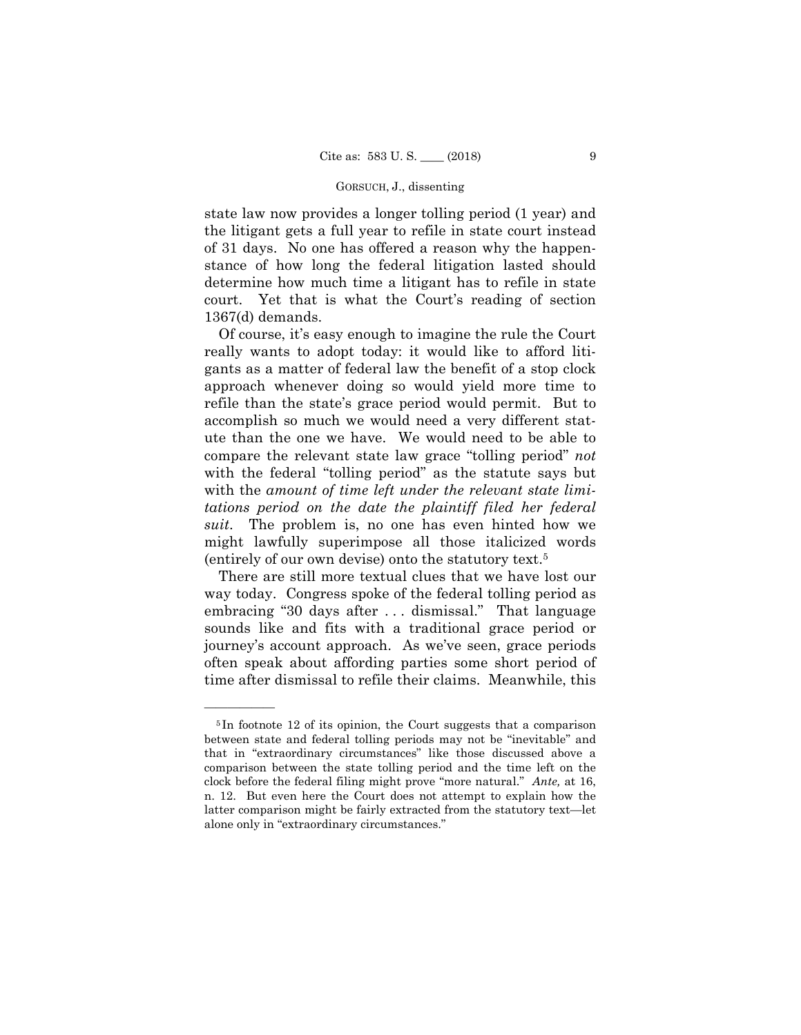state law now provides a longer tolling period (1 year) and the litigant gets a full year to refile in state court instead of 31 days. No one has offered a reason why the happenstance of how long the federal litigation lasted should determine how much time a litigant has to refile in state court. Yet that is what the Court's reading of section 1367(d) demands.

Of course, it's easy enough to imagine the rule the Court really wants to adopt today: it would like to afford litigants as a matter of federal law the benefit of a stop clock approach whenever doing so would yield more time to refile than the state's grace period would permit. But to accomplish so much we would need a very different statute than the one we have. We would need to be able to compare the relevant state law grace "tolling period" *not* with the federal "tolling period" as the statute says but with the *amount of time left under the relevant state limitations period on the date the plaintiff filed her federal suit*. The problem is, no one has even hinted how we might lawfully superimpose all those italicized words (entirely of our own devise) onto the statutory text.[5]

There are still more textual clues that we have lost our way today. Congress spoke of the federal tolling period as embracing "30 days after . . . dismissal." That language sounds like and fits with a traditional grace period or journey's account approach. As we've seen, grace periods often speak about affording parties some short period of time after dismissal to refile their claims. Meanwhile, this

---

[5] In footnote 12 of its opinion, the Court suggests that a comparison between state and federal tolling periods may not be "inevitable" and that in "extraordinary circumstances" like those discussed above a comparison between the state tolling period and the time left on the clock before the federal filing might prove "more natural." *Ante,* at 16, n. 12. But even here the Court does not attempt to explain how the latter comparison might be fairly extracted from the statutory text—let alone only in "extraordinary circumstances."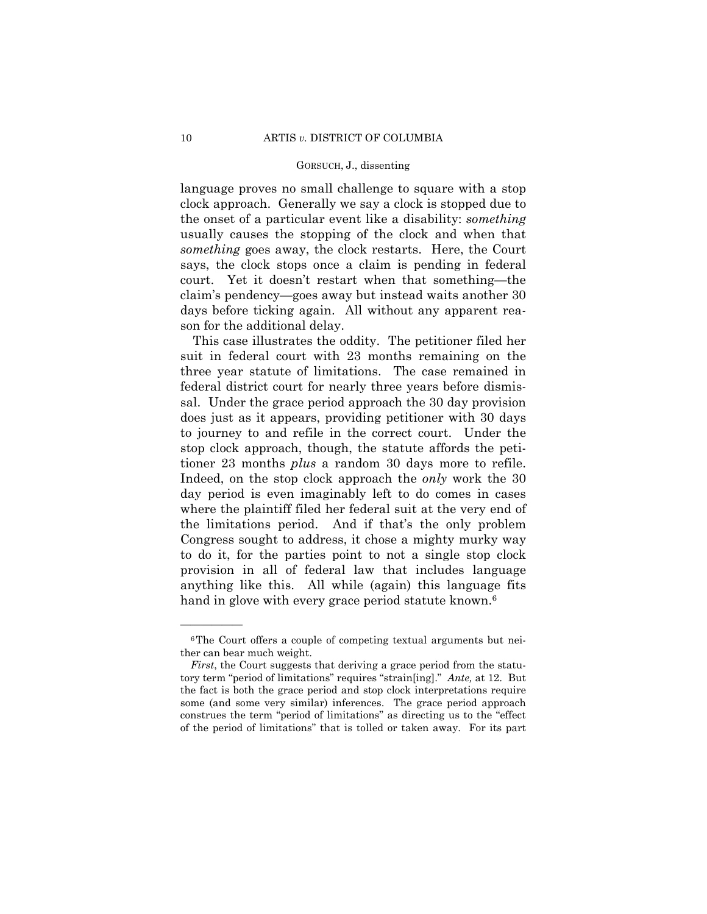language proves no small challenge to square with a stop clock approach. Generally we say a clock is stopped due to the onset of a particular event like a disability: *something* usually causes the stopping of the clock and when that *something* goes away, the clock restarts. Here, the Court says, the clock stops once a claim is pending in federal court. Yet it doesn't restart when that something—the claim's pendency—goes away but instead waits another 30 days before ticking again. All without any apparent reason for the additional delay.

This case illustrates the oddity. The petitioner filed her suit in federal court with 23 months remaining on the three year statute of limitations. The case remained in federal district court for nearly three years before dismissal. Under the grace period approach the 30 day provision does just as it appears, providing petitioner with 30 days to journey to and refile in the correct court. Under the stop clock approach, though, the statute affords the petitioner 23 months *plus* a random 30 days more to refile. Indeed, on the stop clock approach the *only* work the 30 day period is even imaginably left to do comes in cases where the plaintiff filed her federal suit at the very end of the limitations period. And if that's the only problem Congress sought to address, it chose a mighty murky way to do it, for the parties point to not a single stop clock provision in all of federal law that includes language anything like this. All while (again) this language fits hand in glove with every grace period statute known.[6]

---

[6] The Court offers a couple of competing textual arguments but neither can bear much weight.

*First*, the Court suggests that deriving a grace period from the statutory term "period of limitations" requires "strain[ing]." *Ante,* at 12. But the fact is both the grace period and stop clock interpretations require some (and some very similar) inferences. The grace period approach construes the term "period of limitations" as directing us to the "effect of the period of limitations" that is tolled or taken away. For its part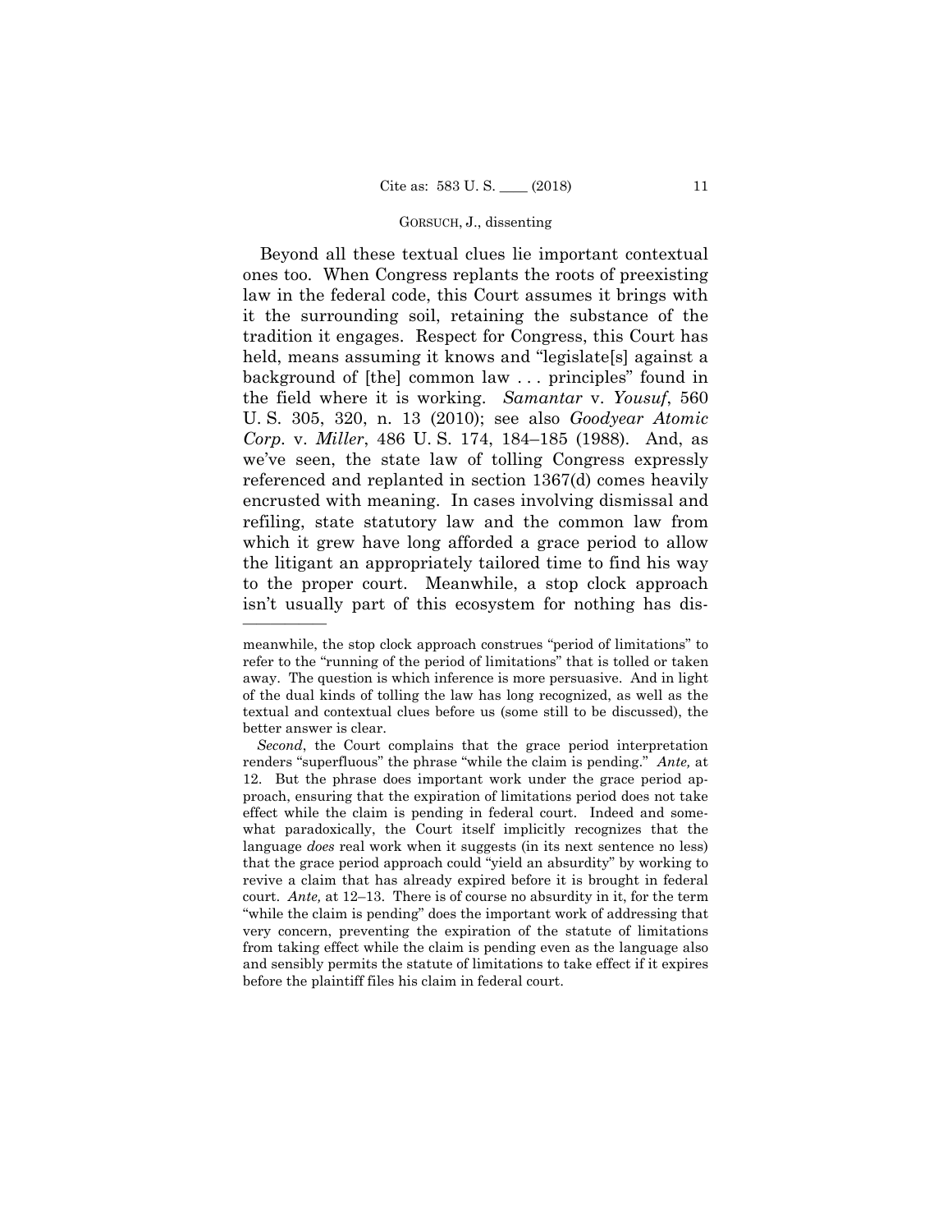Beyond all these textual clues lie important contextual ones too. When Congress replants the roots of preexisting law in the federal code, this Court assumes it brings with it the surrounding soil, retaining the substance of the tradition it engages. Respect for Congress, this Court has held, means assuming it knows and "legislate[s] against a background of [the] common law . . . principles" found in the field where it is working. *Samantar* v. *Yousuf*, 560 U. S. 305, 320, n. 13 (2010); see also *Goodyear Atomic Corp.* v. *Miller*, 486 U. S. 174, 184–185 (1988). And, as we've seen, the state law of tolling Congress expressly referenced and replanted in section 1367(d) comes heavily encrusted with meaning. In cases involving dismissal and refiling, state statutory law and the common law from which it grew have long afforded a grace period to allow the litigant an appropriately tailored time to find his way to the proper court. Meanwhile, a stop clock approach isn't usually part of this ecosystem for nothing has dis-

---

meanwhile, the stop clock approach construes "period of limitations" to refer to the "running of the period of limitations" that is tolled or taken away. The question is which inference is more persuasive. And in light of the dual kinds of tolling the law has long recognized, as well as the textual and contextual clues before us (some still to be discussed), the better answer is clear.

*Second*, the Court complains that the grace period interpretation renders "superfluous" the phrase "while the claim is pending." *Ante,* at 12. But the phrase does important work under the grace period approach, ensuring that the expiration of limitations period does not take effect while the claim is pending in federal court. Indeed and somewhat paradoxically, the Court itself implicitly recognizes that the language *does* real work when it suggests (in its next sentence no less) that the grace period approach could "yield an absurdity" by working to revive a claim that has already expired before it is brought in federal court. *Ante,* at 12–13. There is of course no absurdity in it, for the term "while the claim is pending" does the important work of addressing that very concern, preventing the expiration of the statute of limitations from taking effect while the claim is pending even as the language also and sensibly permits the statute of limitations to take effect if it expires before the plaintiff files his claim in federal court.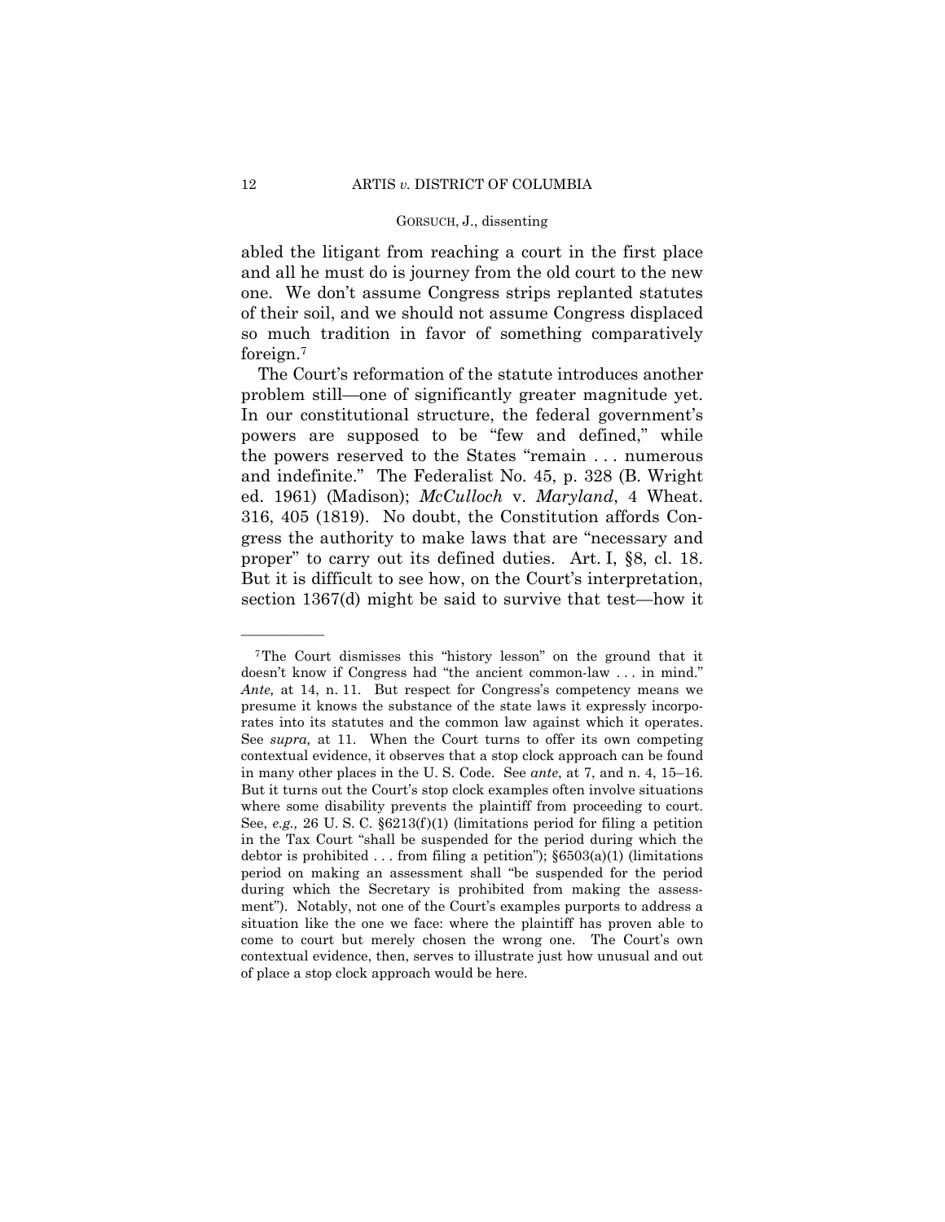abled the litigant from reaching a court in the first place and all he must do is journey from the old court to the new one. We don't assume Congress strips replanted statutes of their soil, and we should not assume Congress displaced so much tradition in favor of something comparatively foreign.[7]

The Court's reformation of the statute introduces another problem still—one of significantly greater magnitude yet. In our constitutional structure, the federal government's powers are supposed to be "few and defined," while the powers reserved to the States "remain . . . numerous and indefinite." The Federalist No. 45, p. 328 (B. Wright ed. 1961) (Madison); *McCulloch* v. *Maryland*, 4 Wheat. 316, 405 (1819). No doubt, the Constitution affords Congress the authority to make laws that are "necessary and proper" to carry out its defined duties. Art. I, §8, cl. 18. But it is difficult to see how, on the Court's interpretation, section 1367(d) might be said to survive that test—how it

---

[7] The Court dismisses this "history lesson" on the ground that it doesn't know if Congress had "the ancient common-law . . . in mind." *Ante,* at 14, n. 11. But respect for Congress's competency means we presume it knows the substance of the state laws it expressly incorporates into its statutes and the common law against which it operates. See *supra,* at 11. When the Court turns to offer its own competing contextual evidence, it observes that a stop clock approach can be found in many other places in the U. S. Code. See *ante*, at 7, and n. 4, 15–16. But it turns out the Court's stop clock examples often involve situations where some disability prevents the plaintiff from proceeding to court. See, *e.g.,* 26 U. S. C. §6213(f)(1) (limitations period for filing a petition in the Tax Court "shall be suspended for the period during which the debtor is prohibited . . . from filing a petition"); §6503(a)(1) (limitations period on making an assessment shall "be suspended for the period during which the Secretary is prohibited from making the assessment"). Notably, not one of the Court's examples purports to address a situation like the one we face: where the plaintiff has proven able to come to court but merely chosen the wrong one. The Court's own contextual evidence, then, serves to illustrate just how unusual and out of place a stop clock approach would be here.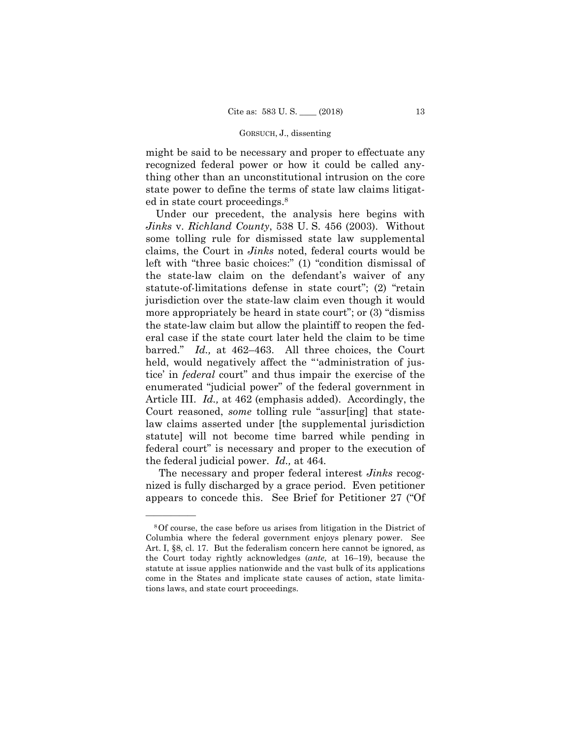might be said to be necessary and proper to effectuate any recognized federal power or how it could be called anything other than an unconstitutional intrusion on the core state power to define the terms of state law claims litigated in state court proceedings.[8]

Under our precedent, the analysis here begins with *Jinks* v. *Richland County*, 538 U. S. 456 (2003). Without some tolling rule for dismissed state law supplemental claims, the Court in *Jinks* noted, federal courts would be left with "three basic choices:" (1) "condition dismissal of the state-law claim on the defendant's waiver of any statute-of-limitations defense in state court"; (2) "retain jurisdiction over the state-law claim even though it would more appropriately be heard in state court"; or (3) "dismiss the state-law claim but allow the plaintiff to reopen the federal case if the state court later held the claim to be time barred." *Id.,* at 462–463. All three choices, the Court held, would negatively affect the "'administration of justice' in *federal* court" and thus impair the exercise of the enumerated "judicial power" of the federal government in Article III. *Id.,* at 462 (emphasis added). Accordingly, the Court reasoned, *some* tolling rule "assur[ing] that state-law claims asserted under [the supplemental jurisdiction statute] will not become time barred while pending in federal court" is necessary and proper to the execution of the federal judicial power. *Id.,* at 464.

The necessary and proper federal interest *Jinks* recognized is fully discharged by a grace period. Even petitioner appears to concede this. See Brief for Petitioner 27 ("Of

---

[8] Of course, the case before us arises from litigation in the District of Columbia where the federal government enjoys plenary power. See Art. I, §8, cl. 17. But the federalism concern here cannot be ignored, as the Court today rightly acknowledges (*ante,* at 16–19), because the statute at issue applies nationwide and the vast bulk of its applications come in the States and implicate state causes of action, state limitations laws, and state court proceedings.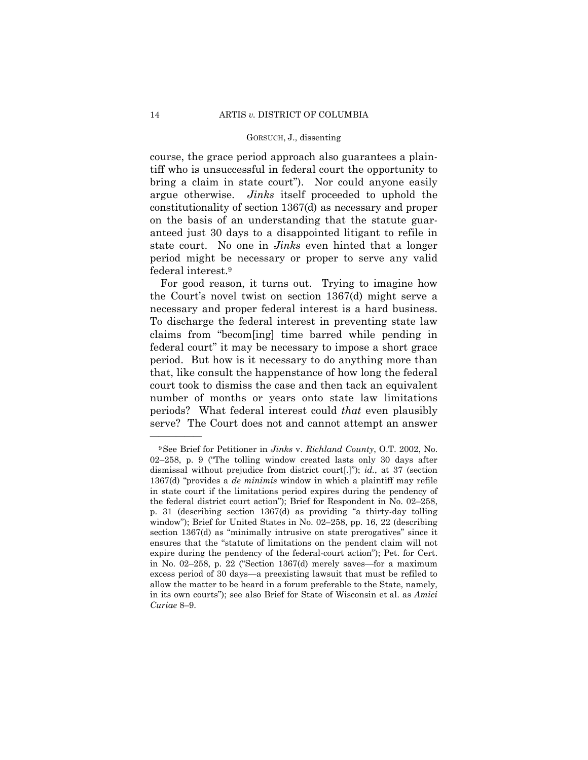course, the grace period approach also guarantees a plaintiff who is unsuccessful in federal court the opportunity to bring a claim in state court"). Nor could anyone easily argue otherwise. *Jinks* itself proceeded to uphold the constitutionality of section 1367(d) as necessary and proper on the basis of an understanding that the statute guaranteed just 30 days to a disappointed litigant to refile in state court. No one in *Jinks* even hinted that a longer period might be necessary or proper to serve any valid federal interest.[9]

For good reason, it turns out. Trying to imagine how the Court's novel twist on section 1367(d) might serve a necessary and proper federal interest is a hard business. To discharge the federal interest in preventing state law claims from "becom[ing] time barred while pending in federal court" it may be necessary to impose a short grace period. But how is it necessary to do anything more than that, like consult the happenstance of how long the federal court took to dismiss the case and then tack an equivalent number of months or years onto state law limitations periods? What federal interest could *that* even plausibly serve? The Court does not and cannot attempt an answer

---

[9] See Brief for Petitioner in *Jinks* v. *Richland County*, O.T. 2002, No. 02–258, p. 9 ("The tolling window created lasts only 30 days after dismissal without prejudice from district court[.]"); *id.*, at 37 (section 1367(d) "provides a *de minimis* window in which a plaintiff may refile in state court if the limitations period expires during the pendency of the federal district court action"); Brief for Respondent in No. 02–258, p. 31 (describing section 1367(d) as providing "a thirty-day tolling window"); Brief for United States in No. 02–258, pp. 16, 22 (describing section 1367(d) as "minimally intrusive on state prerogatives" since it ensures that the "statute of limitations on the pendent claim will not expire during the pendency of the federal-court action"); Pet. for Cert. in No. 02–258, p. 22 ("Section 1367(d) merely saves—for a maximum excess period of 30 days—a preexisting lawsuit that must be refiled to allow the matter to be heard in a forum preferable to the State, namely, in its own courts"); see also Brief for State of Wisconsin et al. as *Amici Curiae* 8–9.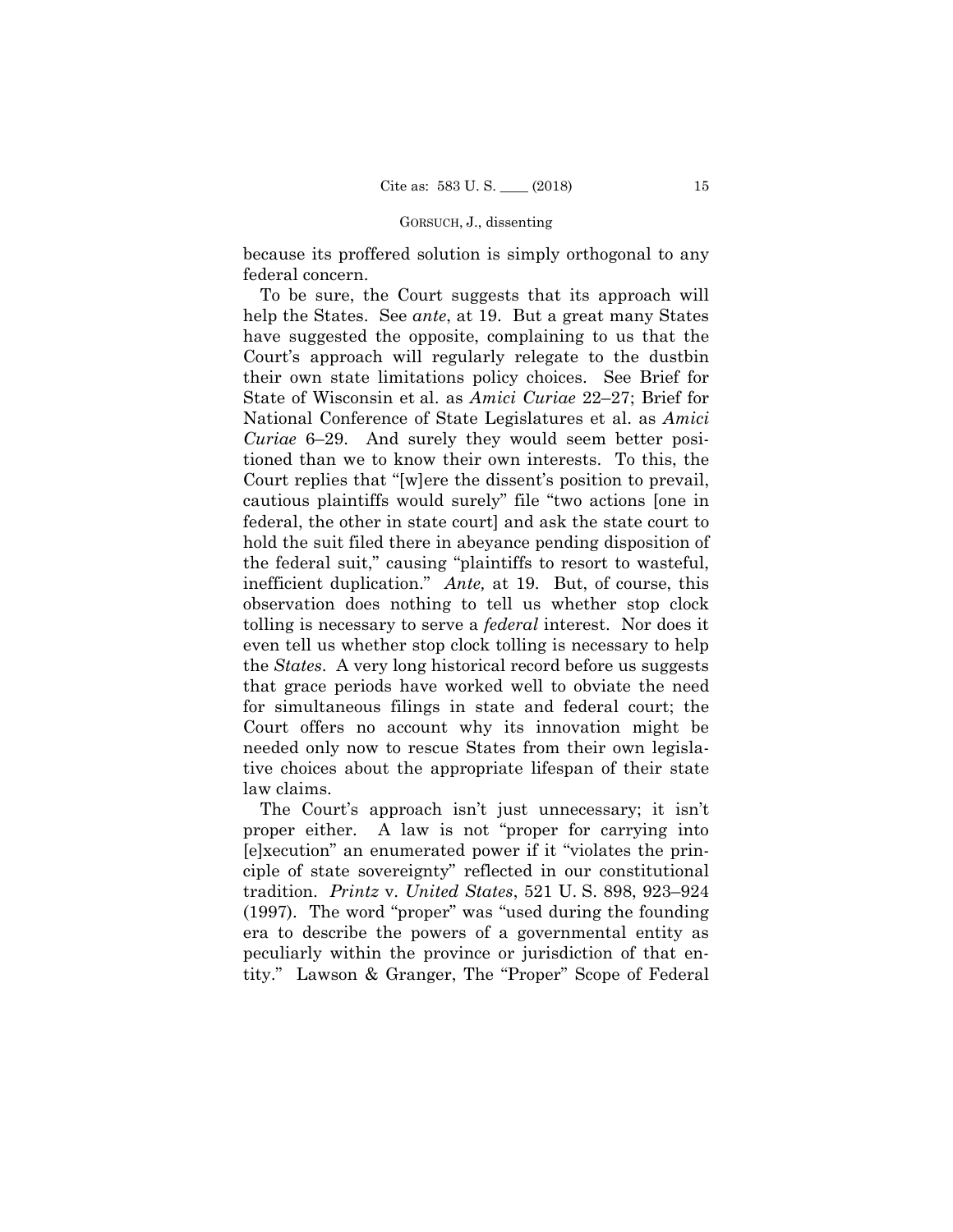because its proffered solution is simply orthogonal to any federal concern.

To be sure, the Court suggests that its approach will help the States. See *ante*, at 19. But a great many States have suggested the opposite, complaining to us that the Court's approach will regularly relegate to the dustbin their own state limitations policy choices. See Brief for State of Wisconsin et al. as *Amici Curiae* 22–27; Brief for National Conference of State Legislatures et al. as *Amici Curiae* 6–29. And surely they would seem better positioned than we to know their own interests. To this, the Court replies that "[w]ere the dissent's position to prevail, cautious plaintiffs would surely" file "two actions [one in federal, the other in state court] and ask the state court to hold the suit filed there in abeyance pending disposition of the federal suit," causing "plaintiffs to resort to wasteful, inefficient duplication." *Ante,* at 19. But, of course, this observation does nothing to tell us whether stop clock tolling is necessary to serve a *federal* interest. Nor does it even tell us whether stop clock tolling is necessary to help the *States*. A very long historical record before us suggests that grace periods have worked well to obviate the need for simultaneous filings in state and federal court; the Court offers no account why its innovation might be needed only now to rescue States from their own legislative choices about the appropriate lifespan of their state law claims.

The Court's approach isn't just unnecessary; it isn't proper either. A law is not "proper for carrying into [e]xecution" an enumerated power if it "violates the principle of state sovereignty" reflected in our constitutional tradition. *Printz* v. *United States*, 521 U. S. 898, 923–924 (1997). The word "proper" was "used during the founding era to describe the powers of a governmental entity as peculiarly within the province or jurisdiction of that entity." Lawson & Granger, The "Proper" Scope of Federal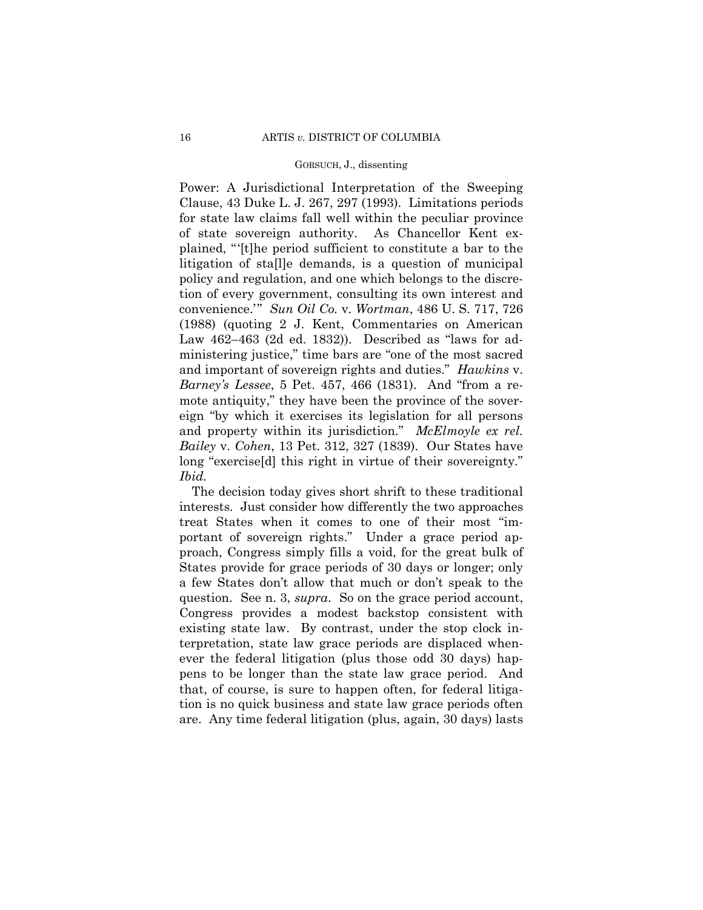Power: A Jurisdictional Interpretation of the Sweeping Clause, 43 Duke L. J. 267, 297 (1993). Limitations periods for state law claims fall well within the peculiar province of state sovereign authority. As Chancellor Kent explained, "'[t]he period sufficient to constitute a bar to the litigation of sta[l]e demands, is a question of municipal policy and regulation, and one which belongs to the discretion of every government, consulting its own interest and convenience.'" *Sun Oil Co.* v. *Wortman*, 486 U. S. 717, 726 (1988) (quoting 2 J. Kent, Commentaries on American Law 462–463 (2d ed. 1832)). Described as "laws for administering justice," time bars are "one of the most sacred and important of sovereign rights and duties." *Hawkins* v. *Barney's Lessee*, 5 Pet. 457, 466 (1831). And "from a remote antiquity," they have been the province of the sovereign "by which it exercises its legislation for all persons and property within its jurisdiction." *McElmoyle ex rel. Bailey* v. *Cohen*, 13 Pet. 312, 327 (1839). Our States have long "exercise[d] this right in virtue of their sovereignty." *Ibid.*

The decision today gives short shrift to these traditional interests. Just consider how differently the two approaches treat States when it comes to one of their most "important of sovereign rights." Under a grace period approach, Congress simply fills a void, for the great bulk of States provide for grace periods of 30 days or longer; only a few States don't allow that much or don't speak to the question. See n. 3, *supra*. So on the grace period account, Congress provides a modest backstop consistent with existing state law. By contrast, under the stop clock interpretation, state law grace periods are displaced whenever the federal litigation (plus those odd 30 days) happens to be longer than the state law grace period. And that, of course, is sure to happen often, for federal litigation is no quick business and state law grace periods often are. Any time federal litigation (plus, again, 30 days) lasts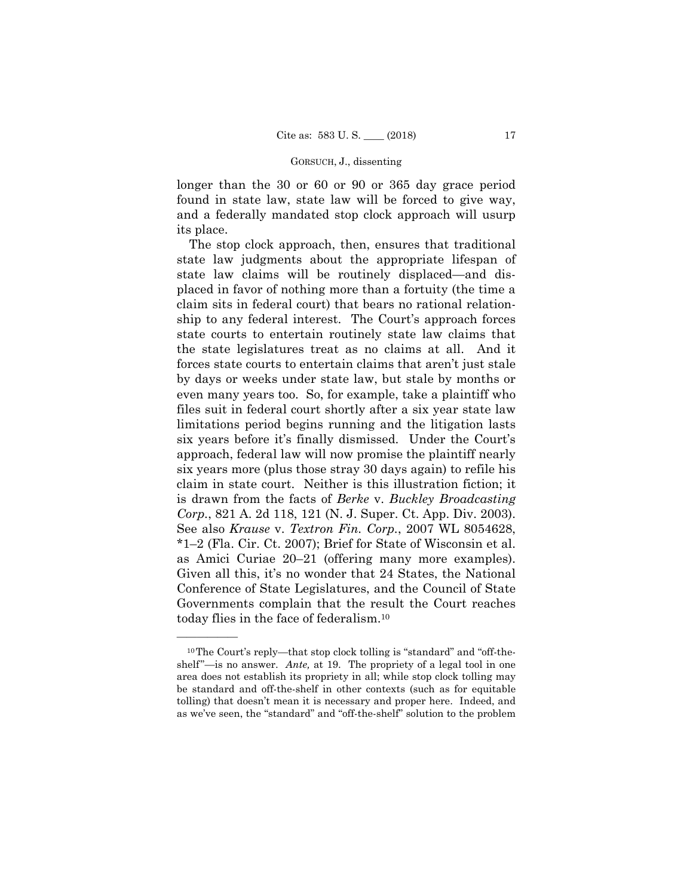longer than the 30 or 60 or 90 or 365 day grace period found in state law, state law will be forced to give way, and a federally mandated stop clock approach will usurp its place.

The stop clock approach, then, ensures that traditional state law judgments about the appropriate lifespan of state law claims will be routinely displaced—and displaced in favor of nothing more than a fortuity (the time a claim sits in federal court) that bears no rational relationship to any federal interest. The Court's approach forces state courts to entertain routinely state law claims that the state legislatures treat as no claims at all. And it forces state courts to entertain claims that aren't just stale by days or weeks under state law, but stale by months or even many years too. So, for example, take a plaintiff who files suit in federal court shortly after a six year state law limitations period begins running and the litigation lasts six years before it's finally dismissed. Under the Court's approach, federal law will now promise the plaintiff nearly six years more (plus those stray 30 days again) to refile his claim in state court. Neither is this illustration fiction; it is drawn from the facts of *Berke* v. *Buckley Broadcasting Corp.*, 821 A. 2d 118, 121 (N. J. Super. Ct. App. Div. 2003). See also *Krause* v. *Textron Fin. Corp.*, 2007 WL 8054628, *1–2 (Fla. Cir. Ct. 2007); Brief for State of Wisconsin et al. as Amici Curiae 20–21 (offering many more examples). Given all this, it's no wonder that 24 States, the National Conference of State Legislatures, and the Council of State Governments complain that the result the Court reaches today flies in the face of federalism.[10]

---

[10] The Court's reply—that stop clock tolling is "standard" and "off-the-shelf"—is no answer. *Ante,* at 19. The propriety of a legal tool in one area does not establish its propriety in all; while stop clock tolling may be standard and off-the-shelf in other contexts (such as for equitable tolling) that doesn't mean it is necessary and proper here. Indeed, and as we've seen, the "standard" and "off-the-shelf" solution to the problem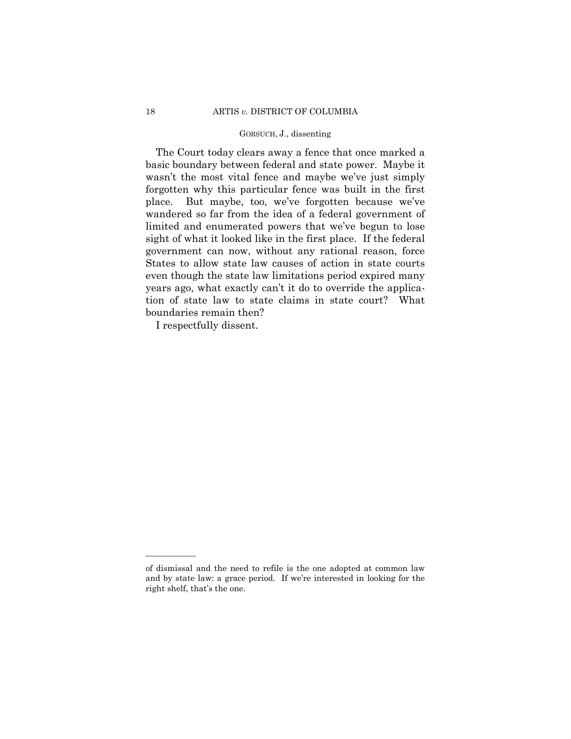The Court today clears away a fence that once marked a basic boundary between federal and state power. Maybe it wasn't the most vital fence and maybe we've just simply forgotten why this particular fence was built in the first place. But maybe, too, we've forgotten because we've wandered so far from the idea of a federal government of limited and enumerated powers that we've begun to lose sight of what it looked like in the first place. If the federal government can now, without any rational reason, force States to allow state law causes of action in state courts even though the state law limitations period expired many years ago, what exactly can't it do to override the application of state law to state claims in state court? What boundaries remain then?

I respectfully dissent.

---

of dismissal and the need to refile is the one adopted at common law and by state law: a grace period. If we're interested in looking for the right shelf, that's the one.